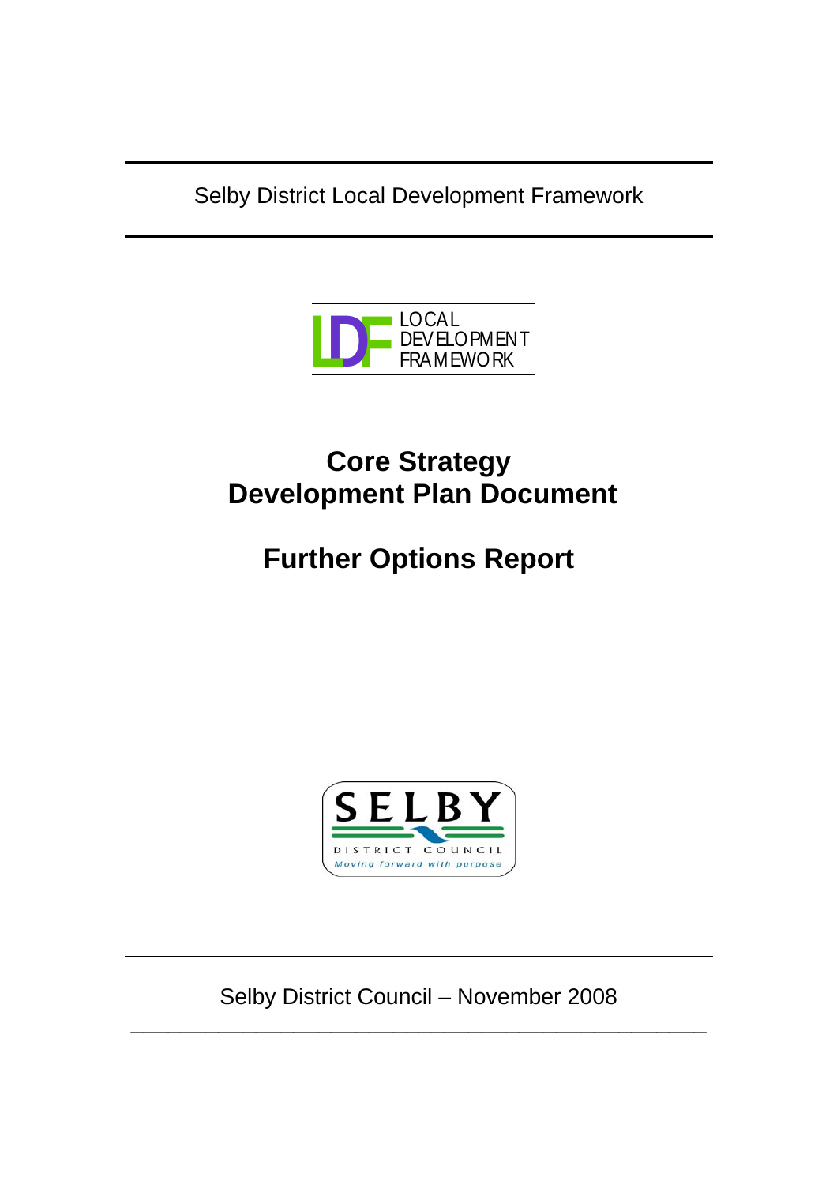Selby District Local Development Framework

LOCAL DEVELOPMENT FRAMEWORK

# Core Strategy
# Development Plan Document

# Further Options Report

SELBY DISTRICT COUNCIL
*Moving forward with purpose*

Selby District Council – November 2008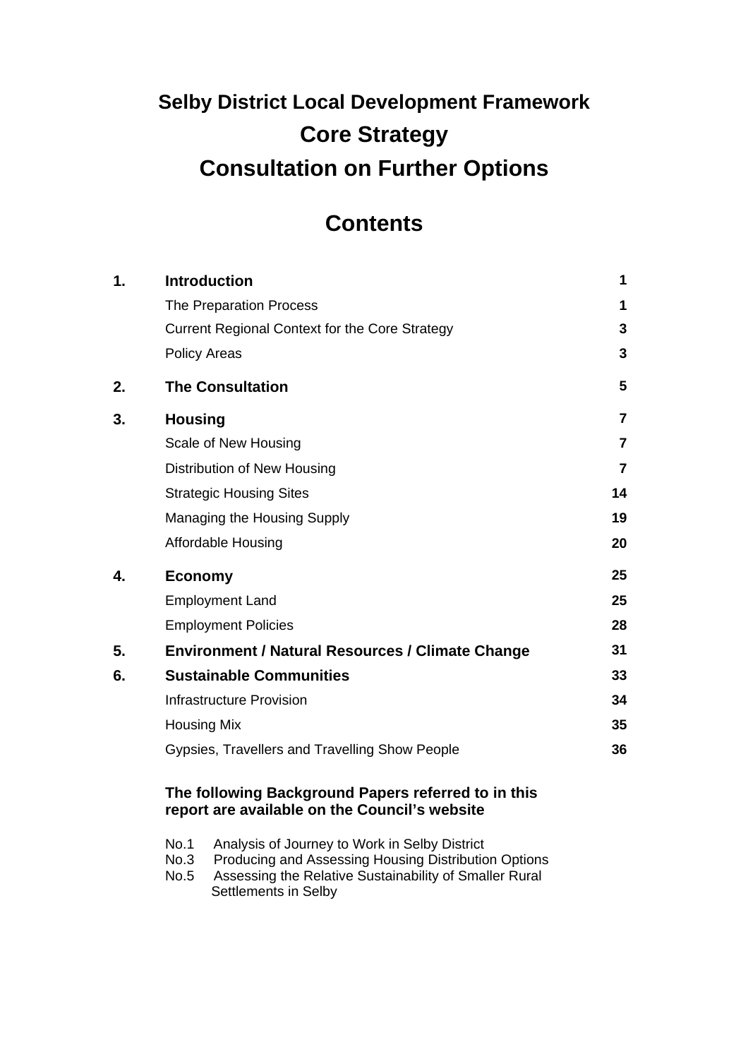# Selby District Local Development Framework

# Core Strategy

# Consultation on Further Options

## Contents

| | | |
|---|---|---|
| **1.** | **Introduction** | **1** |
| | The Preparation Process | **1** |
| | Current Regional Context for the Core Strategy | **3** |
| | Policy Areas | **3** |
| **2.** | **The Consultation** | **5** |
| **3.** | **Housing** | **7** |
| | Scale of New Housing | **7** |
| | Distribution of New Housing | **7** |
| | Strategic Housing Sites | **14** |
| | Managing the Housing Supply | **19** |
| | Affordable Housing | **20** |
| **4.** | **Economy** | **25** |
| | Employment Land | **25** |
| | Employment Policies | **28** |
| **5.** | **Environment / Natural Resources / Climate Change** | **31** |
| **6.** | **Sustainable Communities** | **33** |
| | Infrastructure Provision | **34** |
| | Housing Mix | **35** |
| | Gypsies, Travellers and Travelling Show People | **36** |

**The following Background Papers referred to in this report are available on the Council's website**

- No.1 Analysis of Journey to Work in Selby District
- No.3 Producing and Assessing Housing Distribution Options
- No.5 Assessing the Relative Sustainability of Smaller Rural Settlements in Selby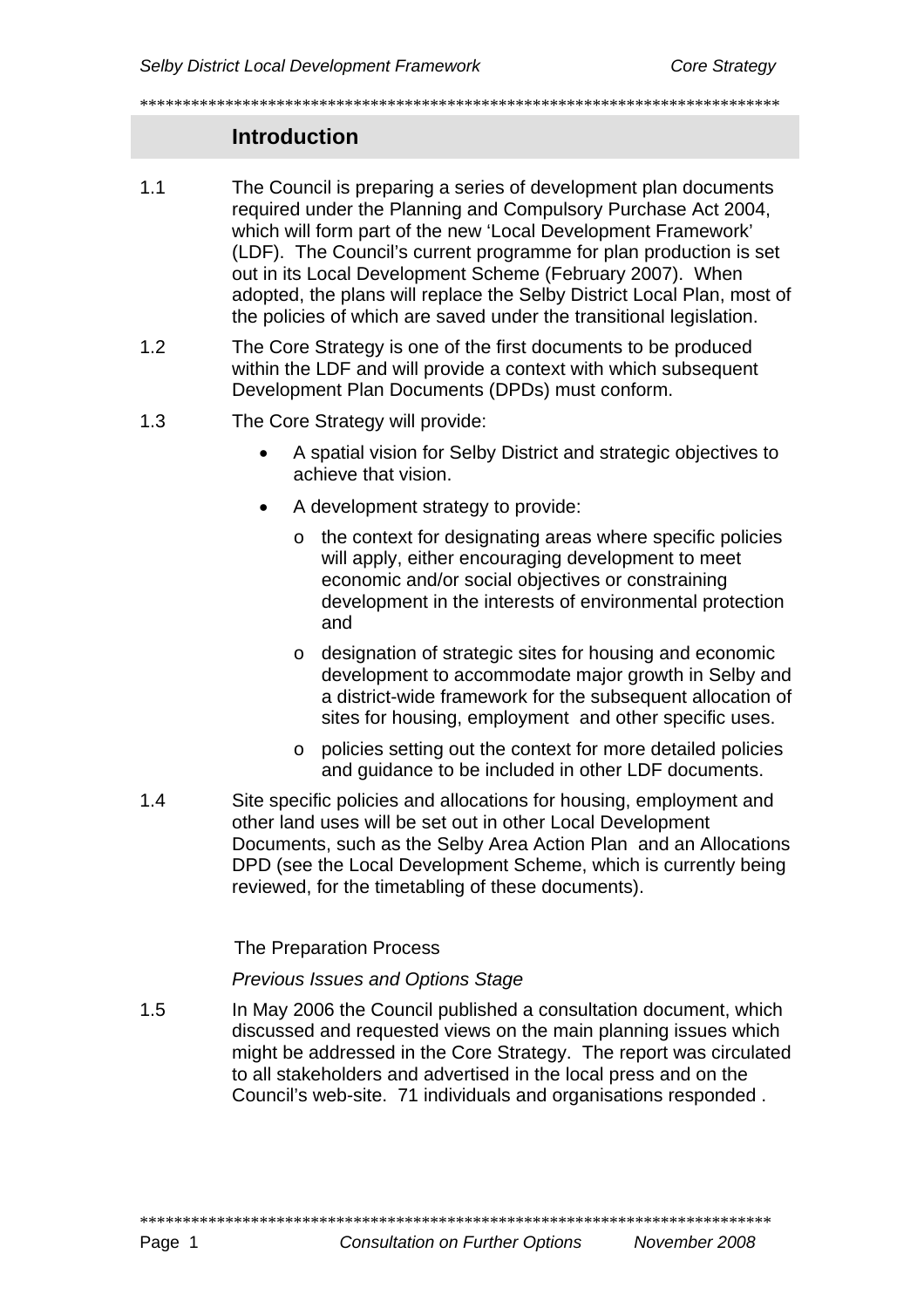## Introduction

1.1 The Council is preparing a series of development plan documents required under the Planning and Compulsory Purchase Act 2004, which will form part of the new 'Local Development Framework' (LDF). The Council's current programme for plan production is set out in its Local Development Scheme (February 2007). When adopted, the plans will replace the Selby District Local Plan, most of the policies of which are saved under the transitional legislation.

1.2 The Core Strategy is one of the first documents to be produced within the LDF and will provide a context with which subsequent Development Plan Documents (DPDs) must conform.

1.3 The Core Strategy will provide:

- A spatial vision for Selby District and strategic objectives to achieve that vision.
- A development strategy to provide:
  - the context for designating areas where specific policies will apply, either encouraging development to meet economic and/or social objectives or constraining development in the interests of environmental protection and
  - designation of strategic sites for housing and economic development to accommodate major growth in Selby and a district-wide framework for the subsequent allocation of sites for housing, employment and other specific uses.
  - policies setting out the context for more detailed policies and guidance to be included in other LDF documents.

1.4 Site specific policies and allocations for housing, employment and other land uses will be set out in other Local Development Documents, such as the Selby Area Action Plan and an Allocations DPD (see the Local Development Scheme, which is currently being reviewed, for the timetabling of these documents).

### The Preparation Process

*Previous Issues and Options Stage*

1.5 In May 2006 the Council published a consultation document, which discussed and requested views on the main planning issues which might be addressed in the Core Strategy. The report was circulated to all stakeholders and advertised in the local press and on the Council's web-site. 71 individuals and organisations responded .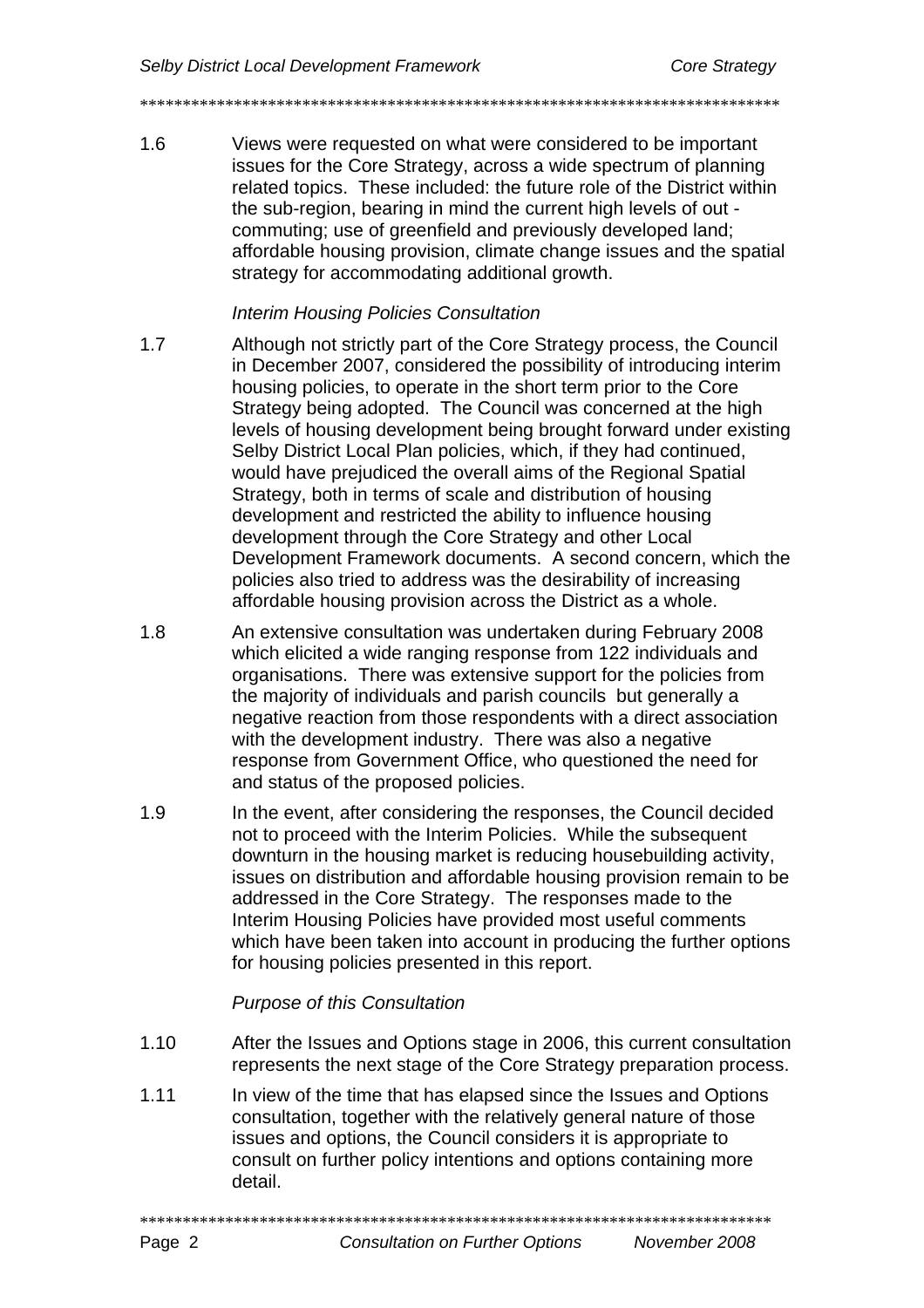1.6 Views were requested on what were considered to be important issues for the Core Strategy, across a wide spectrum of planning related topics. These included: the future role of the District within the sub-region, bearing in mind the current high levels of out - commuting; use of greenfield and previously developed land; affordable housing provision, climate change issues and the spatial strategy for accommodating additional growth.

*Interim Housing Policies Consultation*

1.7 Although not strictly part of the Core Strategy process, the Council in December 2007, considered the possibility of introducing interim housing policies, to operate in the short term prior to the Core Strategy being adopted. The Council was concerned at the high levels of housing development being brought forward under existing Selby District Local Plan policies, which, if they had continued, would have prejudiced the overall aims of the Regional Spatial Strategy, both in terms of scale and distribution of housing development and restricted the ability to influence housing development through the Core Strategy and other Local Development Framework documents. A second concern, which the policies also tried to address was the desirability of increasing affordable housing provision across the District as a whole.

1.8 An extensive consultation was undertaken during February 2008 which elicited a wide ranging response from 122 individuals and organisations. There was extensive support for the policies from the majority of individuals and parish councils but generally a negative reaction from those respondents with a direct association with the development industry. There was also a negative response from Government Office, who questioned the need for and status of the proposed policies.

1.9 In the event, after considering the responses, the Council decided not to proceed with the Interim Policies. While the subsequent downturn in the housing market is reducing housebuilding activity, issues on distribution and affordable housing provision remain to be addressed in the Core Strategy. The responses made to the Interim Housing Policies have provided most useful comments which have been taken into account in producing the further options for housing policies presented in this report.

*Purpose of this Consultation*

1.10 After the Issues and Options stage in 2006, this current consultation represents the next stage of the Core Strategy preparation process.

1.11 In view of the time that has elapsed since the Issues and Options consultation, together with the relatively general nature of those issues and options, the Council considers it is appropriate to consult on further policy intentions and options containing more detail.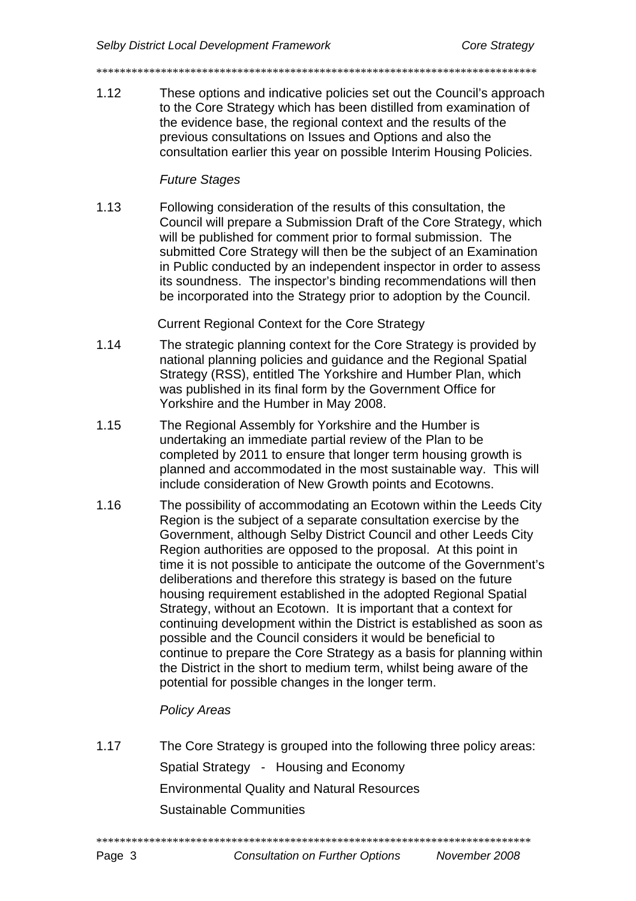1.12 These options and indicative policies set out the Council's approach to the Core Strategy which has been distilled from examination of the evidence base, the regional context and the results of the previous consultations on Issues and Options and also the consultation earlier this year on possible Interim Housing Policies.

*Future Stages*

1.13 Following consideration of the results of this consultation, the Council will prepare a Submission Draft of the Core Strategy, which will be published for comment prior to formal submission. The submitted Core Strategy will then be the subject of an Examination in Public conducted by an independent inspector in order to assess its soundness. The inspector's binding recommendations will then be incorporated into the Strategy prior to adoption by the Council.

Current Regional Context for the Core Strategy

1.14 The strategic planning context for the Core Strategy is provided by national planning policies and guidance and the Regional Spatial Strategy (RSS), entitled The Yorkshire and Humber Plan, which was published in its final form by the Government Office for Yorkshire and the Humber in May 2008.

1.15 The Regional Assembly for Yorkshire and the Humber is undertaking an immediate partial review of the Plan to be completed by 2011 to ensure that longer term housing growth is planned and accommodated in the most sustainable way. This will include consideration of New Growth points and Ecotowns.

1.16 The possibility of accommodating an Ecotown within the Leeds City Region is the subject of a separate consultation exercise by the Government, although Selby District Council and other Leeds City Region authorities are opposed to the proposal. At this point in time it is not possible to anticipate the outcome of the Government's deliberations and therefore this strategy is based on the future housing requirement established in the adopted Regional Spatial Strategy, without an Ecotown. It is important that a context for continuing development within the District is established as soon as possible and the Council considers it would be beneficial to continue to prepare the Core Strategy as a basis for planning within the District in the short to medium term, whilst being aware of the potential for possible changes in the longer term.

*Policy Areas*

1.17 The Core Strategy is grouped into the following three policy areas:

Spatial Strategy - Housing and Economy

Environmental Quality and Natural Resources

Sustainable Communities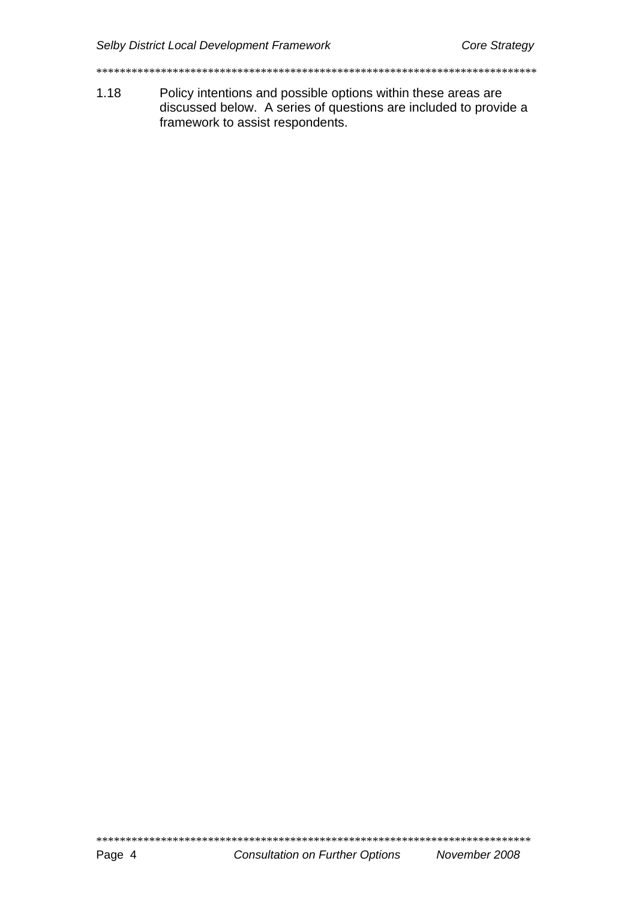1.18 Policy intentions and possible options within these areas are discussed below. A series of questions are included to provide a framework to assist respondents.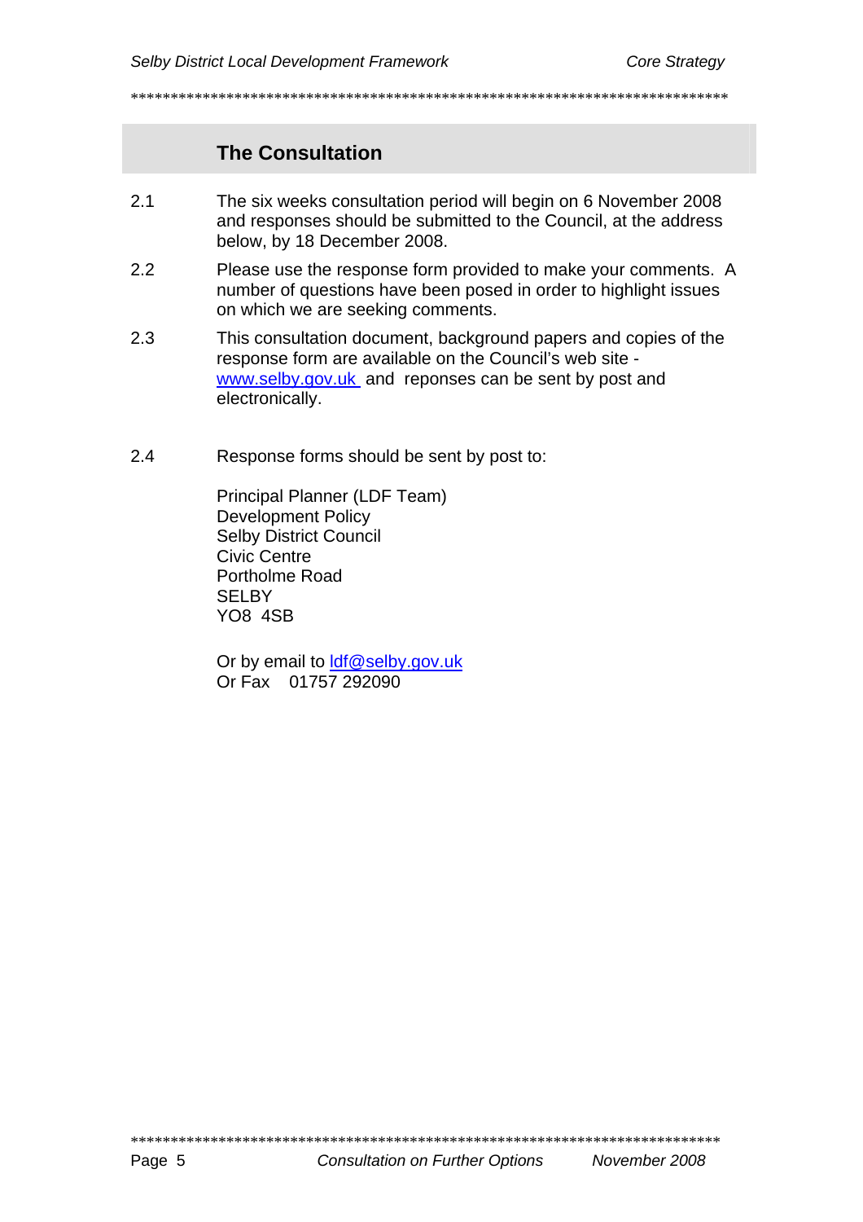## The Consultation

2.1 The six weeks consultation period will begin on 6 November 2008 and responses should be submitted to the Council, at the address below, by 18 December 2008.

2.2 Please use the response form provided to make your comments. A number of questions have been posed in order to highlight issues on which we are seeking comments.

2.3 This consultation document, background papers and copies of the response form are available on the Council's web site - www.selby.gov.uk and reponses can be sent by post and electronically.

2.4 Response forms should be sent by post to:

Principal Planner (LDF Team)
Development Policy
Selby District Council
Civic Centre
Portholme Road
SELBY
YO8 4SB

Or by email to ldf@selby.gov.uk
Or Fax 01757 292090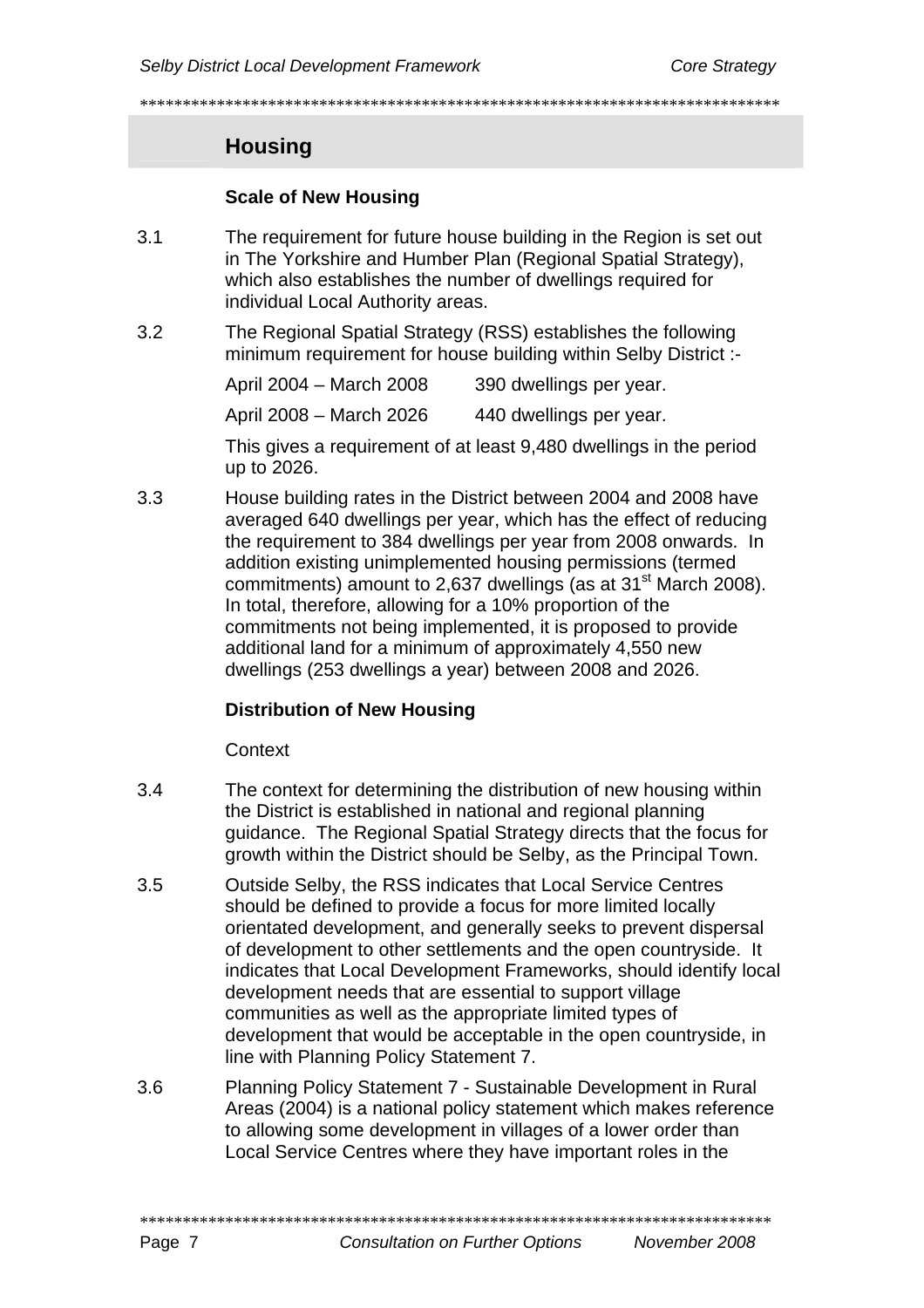## Housing

### Scale of New Housing

3.1 The requirement for future house building in the Region is set out in The Yorkshire and Humber Plan (Regional Spatial Strategy), which also establishes the number of dwellings required for individual Local Authority areas.

3.2 The Regional Spatial Strategy (RSS) establishes the following minimum requirement for house building within Selby District :-

| | |
|---|---|
| April 2004 – March 2008 | 390 dwellings per year. |
| April 2008 – March 2026 | 440 dwellings per year. |

This gives a requirement of at least 9,480 dwellings in the period up to 2026.

3.3 House building rates in the District between 2004 and 2008 have averaged 640 dwellings per year, which has the effect of reducing the requirement to 384 dwellings per year from 2008 onwards. In addition existing unimplemented housing permissions (termed commitments) amount to 2,637 dwellings (as at 31st March 2008). In total, therefore, allowing for a 10% proportion of the commitments not being implemented, it is proposed to provide additional land for a minimum of approximately 4,550 new dwellings (253 dwellings a year) between 2008 and 2026.

### Distribution of New Housing

Context

3.4 The context for determining the distribution of new housing within the District is established in national and regional planning guidance. The Regional Spatial Strategy directs that the focus for growth within the District should be Selby, as the Principal Town.

3.5 Outside Selby, the RSS indicates that Local Service Centres should be defined to provide a focus for more limited locally orientated development, and generally seeks to prevent dispersal of development to other settlements and the open countryside. It indicates that Local Development Frameworks, should identify local development needs that are essential to support village communities as well as the appropriate limited types of development that would be acceptable in the open countryside, in line with Planning Policy Statement 7.

3.6 Planning Policy Statement 7 - Sustainable Development in Rural Areas (2004) is a national policy statement which makes reference to allowing some development in villages of a lower order than Local Service Centres where they have important roles in the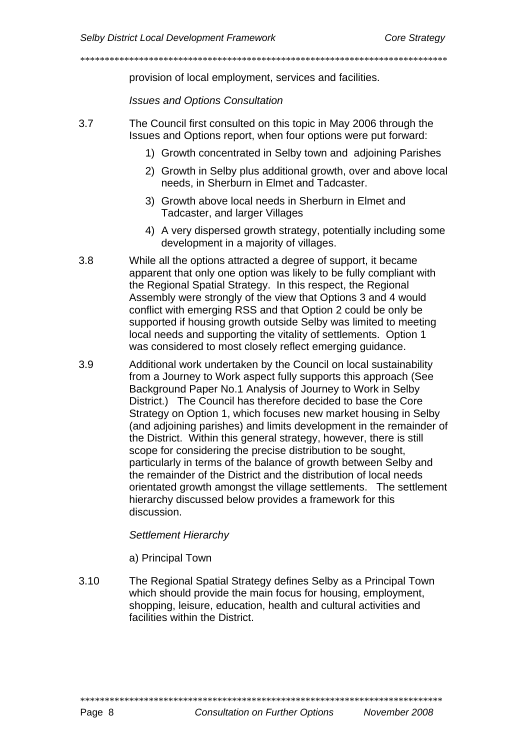provision of local employment, services and facilities.

*Issues and Options Consultation*

3.7 The Council first consulted on this topic in May 2006 through the Issues and Options report, when four options were put forward:

1) Growth concentrated in Selby town and adjoining Parishes
2) Growth in Selby plus additional growth, over and above local needs, in Sherburn in Elmet and Tadcaster.
3) Growth above local needs in Sherburn in Elmet and Tadcaster, and larger Villages
4) A very dispersed growth strategy, potentially including some development in a majority of villages.

3.8 While all the options attracted a degree of support, it became apparent that only one option was likely to be fully compliant with the Regional Spatial Strategy. In this respect, the Regional Assembly were strongly of the view that Options 3 and 4 would conflict with emerging RSS and that Option 2 could be only be supported if housing growth outside Selby was limited to meeting local needs and supporting the vitality of settlements. Option 1 was considered to most closely reflect emerging guidance.

3.9 Additional work undertaken by the Council on local sustainability from a Journey to Work aspect fully supports this approach (See Background Paper No.1 Analysis of Journey to Work in Selby District.) The Council has therefore decided to base the Core Strategy on Option 1, which focuses new market housing in Selby (and adjoining parishes) and limits development in the remainder of the District. Within this general strategy, however, there is still scope for considering the precise distribution to be sought, particularly in terms of the balance of growth between Selby and the remainder of the District and the distribution of local needs orientated growth amongst the village settlements. The settlement hierarchy discussed below provides a framework for this discussion.

*Settlement Hierarchy*

a) Principal Town

3.10 The Regional Spatial Strategy defines Selby as a Principal Town which should provide the main focus for housing, employment, shopping, leisure, education, health and cultural activities and facilities within the District.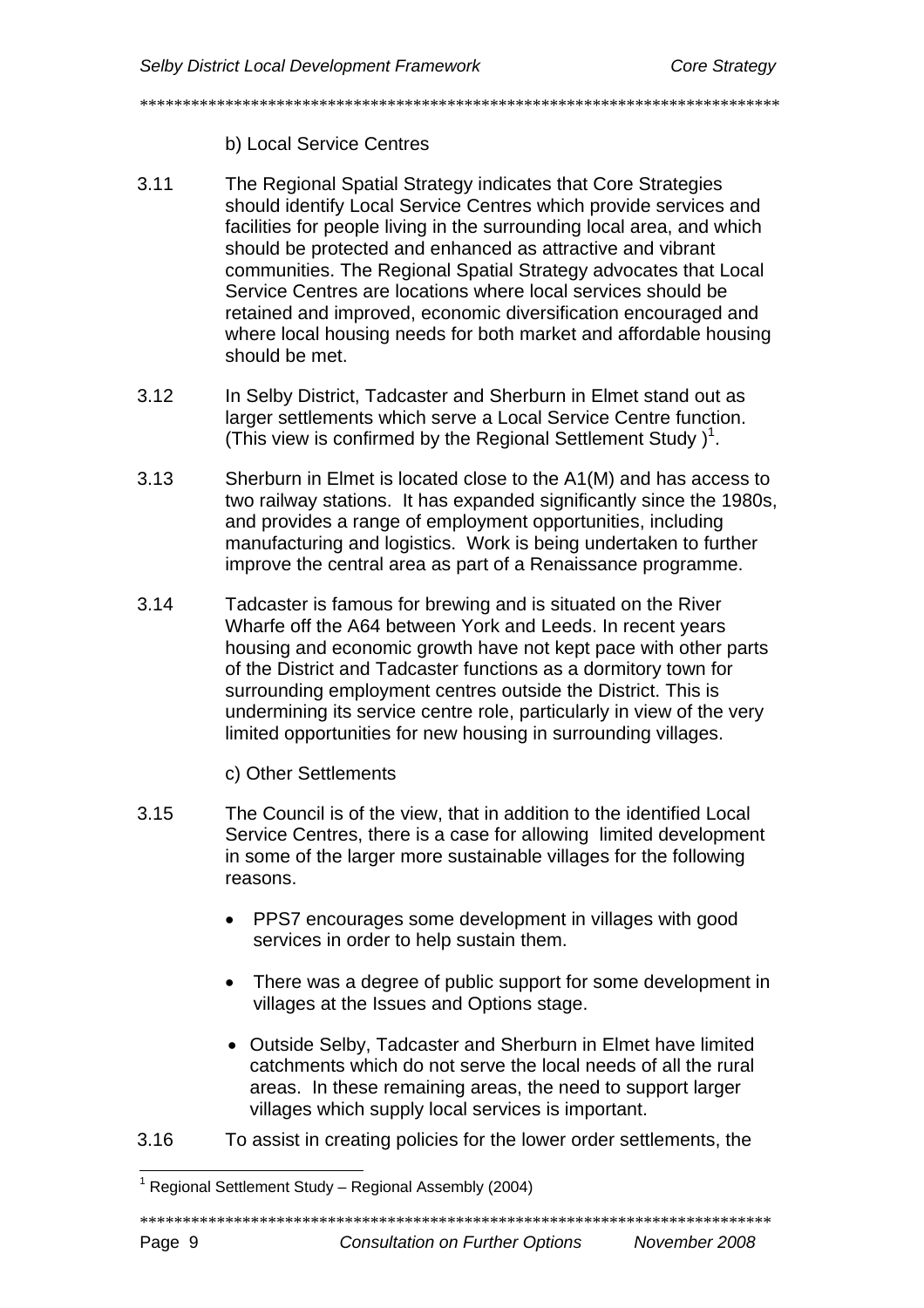b) Local Service Centres

3.11 The Regional Spatial Strategy indicates that Core Strategies should identify Local Service Centres which provide services and facilities for people living in the surrounding local area, and which should be protected and enhanced as attractive and vibrant communities. The Regional Spatial Strategy advocates that Local Service Centres are locations where local services should be retained and improved, economic diversification encouraged and where local housing needs for both market and affordable housing should be met.

3.12 In Selby District, Tadcaster and Sherburn in Elmet stand out as larger settlements which serve a Local Service Centre function. (This view is confirmed by the Regional Settlement Study )[1].

3.13 Sherburn in Elmet is located close to the A1(M) and has access to two railway stations. It has expanded significantly since the 1980s, and provides a range of employment opportunities, including manufacturing and logistics. Work is being undertaken to further improve the central area as part of a Renaissance programme.

3.14 Tadcaster is famous for brewing and is situated on the River Wharfe off the A64 between York and Leeds. In recent years housing and economic growth have not kept pace with other parts of the District and Tadcaster functions as a dormitory town for surrounding employment centres outside the District. This is undermining its service centre role, particularly in view of the very limited opportunities for new housing in surrounding villages.

c) Other Settlements

3.15 The Council is of the view, that in addition to the identified Local Service Centres, there is a case for allowing limited development in some of the larger more sustainable villages for the following reasons.

- PPS7 encourages some development in villages with good services in order to help sustain them.
- There was a degree of public support for some development in villages at the Issues and Options stage.
- Outside Selby, Tadcaster and Sherburn in Elmet have limited catchments which do not serve the local needs of all the rural areas. In these remaining areas, the need to support larger villages which supply local services is important.

3.16 To assist in creating policies for the lower order settlements, the

[1] Regional Settlement Study – Regional Assembly (2004)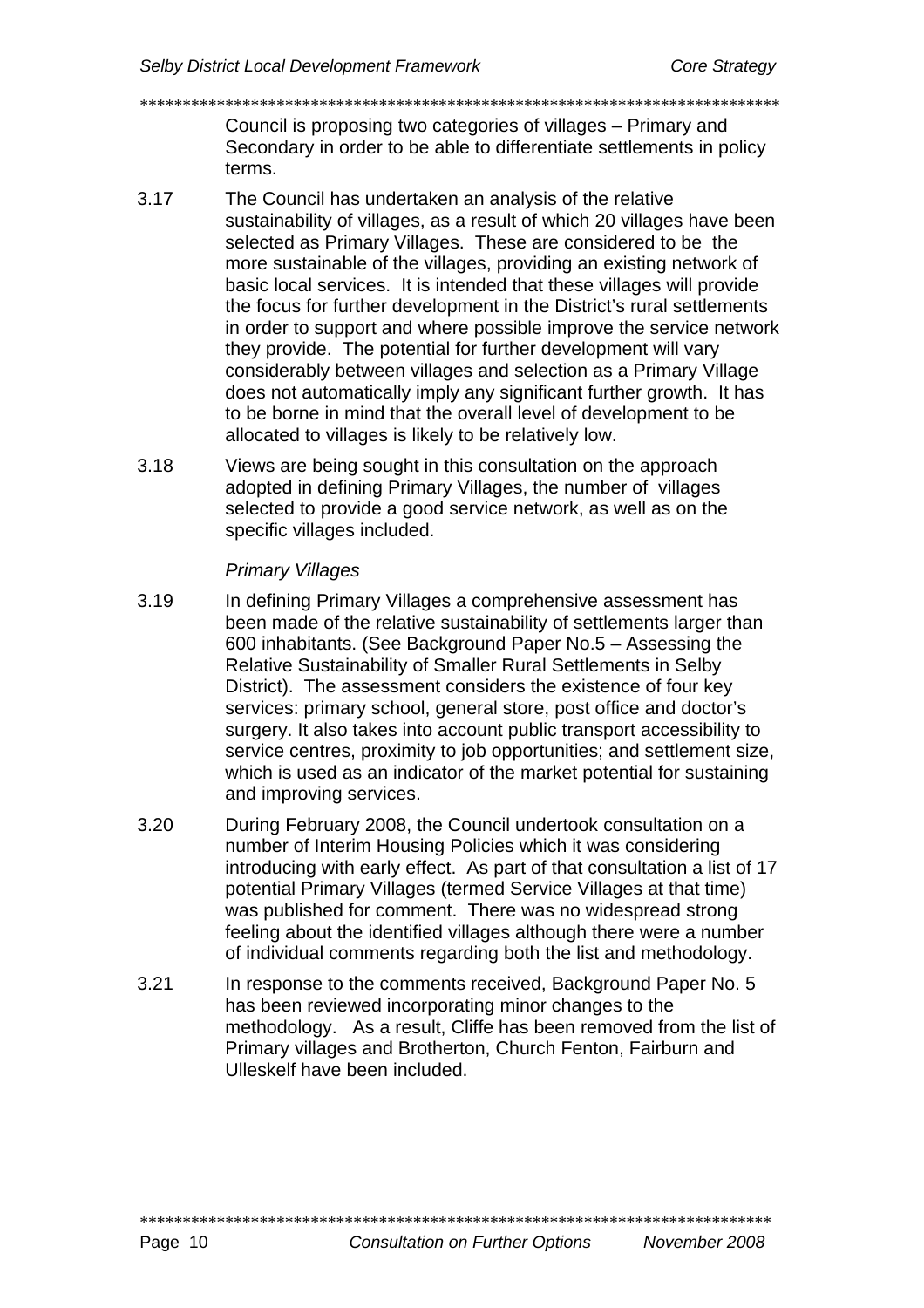Council is proposing two categories of villages – Primary and Secondary in order to be able to differentiate settlements in policy terms.

3.17 The Council has undertaken an analysis of the relative sustainability of villages, as a result of which 20 villages have been selected as Primary Villages. These are considered to be the more sustainable of the villages, providing an existing network of basic local services. It is intended that these villages will provide the focus for further development in the District's rural settlements in order to support and where possible improve the service network they provide. The potential for further development will vary considerably between villages and selection as a Primary Village does not automatically imply any significant further growth. It has to be borne in mind that the overall level of development to be allocated to villages is likely to be relatively low.

3.18 Views are being sought in this consultation on the approach adopted in defining Primary Villages, the number of villages selected to provide a good service network, as well as on the specific villages included.

*Primary Villages*

3.19 In defining Primary Villages a comprehensive assessment has been made of the relative sustainability of settlements larger than 600 inhabitants. (See Background Paper No.5 – Assessing the Relative Sustainability of Smaller Rural Settlements in Selby District). The assessment considers the existence of four key services: primary school, general store, post office and doctor's surgery. It also takes into account public transport accessibility to service centres, proximity to job opportunities; and settlement size, which is used as an indicator of the market potential for sustaining and improving services.

3.20 During February 2008, the Council undertook consultation on a number of Interim Housing Policies which it was considering introducing with early effect. As part of that consultation a list of 17 potential Primary Villages (termed Service Villages at that time) was published for comment. There was no widespread strong feeling about the identified villages although there were a number of individual comments regarding both the list and methodology.

3.21 In response to the comments received, Background Paper No. 5 has been reviewed incorporating minor changes to the methodology. As a result, Cliffe has been removed from the list of Primary villages and Brotherton, Church Fenton, Fairburn and Ulleskelf have been included.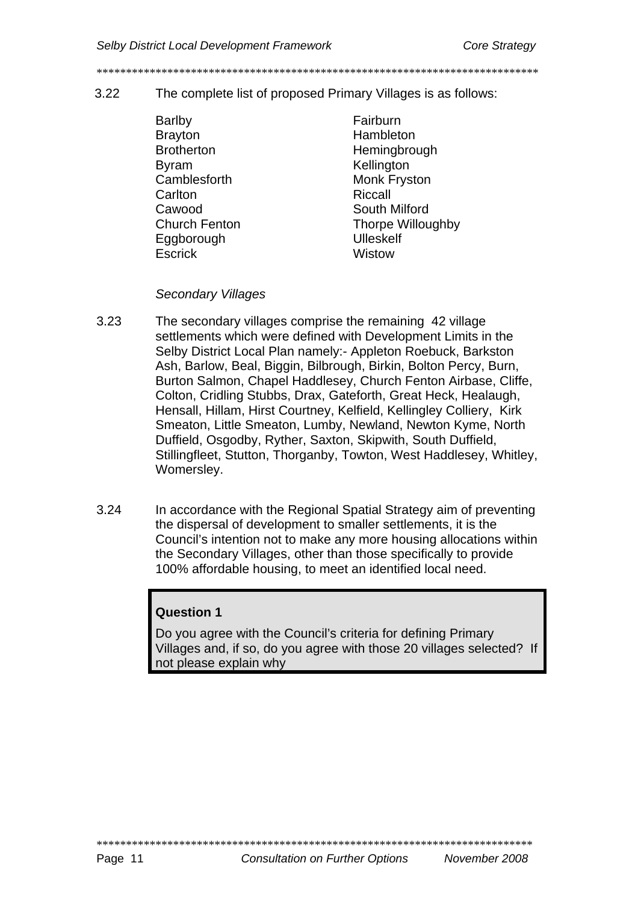3.22 The complete list of proposed Primary Villages is as follows:

- Barlby
- Brayton
- Brotherton
- Byram
- Camblesforth
- Carlton
- Cawood
- Church Fenton
- Eggborough
- Escrick
- Fairburn
- Hambleton
- Hemingbrough
- Kellington
- Monk Fryston
- Riccall
- South Milford
- Thorpe Willoughby
- Ulleskelf
- Wistow

*Secondary Villages*

3.23 The secondary villages comprise the remaining 42 village settlements which were defined with Development Limits in the Selby District Local Plan namely:- Appleton Roebuck, Barkston Ash, Barlow, Beal, Biggin, Bilbrough, Birkin, Bolton Percy, Burn, Burton Salmon, Chapel Haddlesey, Church Fenton Airbase, Cliffe, Colton, Cridling Stubbs, Drax, Gateforth, Great Heck, Healaugh, Hensall, Hillam, Hirst Courtney, Kelfield, Kellingley Colliery, Kirk Smeaton, Little Smeaton, Lumby, Newland, Newton Kyme, North Duffield, Osgodby, Ryther, Saxton, Skipwith, South Duffield, Stillingfleet, Stutton, Thorganby, Towton, West Haddlesey, Whitley, Womersley.

3.24 In accordance with the Regional Spatial Strategy aim of preventing the dispersal of development to smaller settlements, it is the Council's intention not to make any more housing allocations within the Secondary Villages, other than those specifically to provide 100% affordable housing, to meet an identified local need.

**Question 1**

Do you agree with the Council's criteria for defining Primary Villages and, if so, do you agree with those 20 villages selected? If not please explain why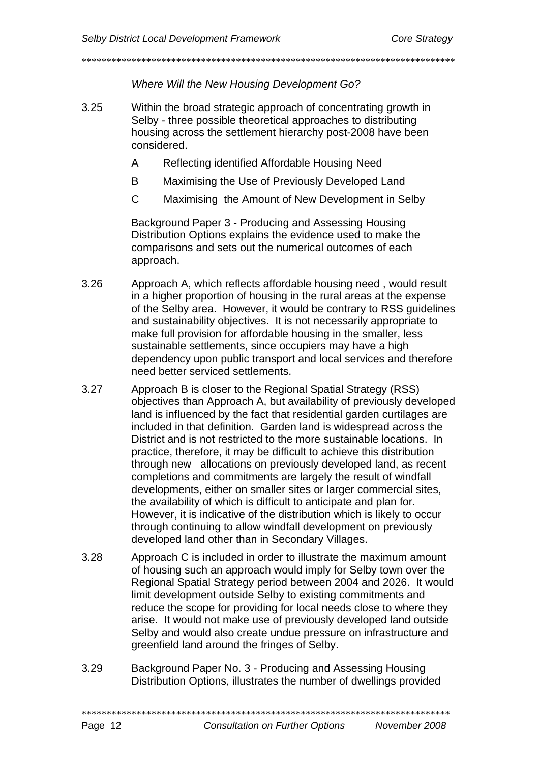*Where Will the New Housing Development Go?*

3.25 Within the broad strategic approach of concentrating growth in Selby - three possible theoretical approaches to distributing housing across the settlement hierarchy post-2008 have been considered.

- A Reflecting identified Affordable Housing Need
- B Maximising the Use of Previously Developed Land
- C Maximising the Amount of New Development in Selby

Background Paper 3 - Producing and Assessing Housing Distribution Options explains the evidence used to make the comparisons and sets out the numerical outcomes of each approach.

3.26 Approach A, which reflects affordable housing need , would result in a higher proportion of housing in the rural areas at the expense of the Selby area. However, it would be contrary to RSS guidelines and sustainability objectives. It is not necessarily appropriate to make full provision for affordable housing in the smaller, less sustainable settlements, since occupiers may have a high dependency upon public transport and local services and therefore need better serviced settlements.

3.27 Approach B is closer to the Regional Spatial Strategy (RSS) objectives than Approach A, but availability of previously developed land is influenced by the fact that residential garden curtilages are included in that definition. Garden land is widespread across the District and is not restricted to the more sustainable locations. In practice, therefore, it may be difficult to achieve this distribution through new allocations on previously developed land, as recent completions and commitments are largely the result of windfall developments, either on smaller sites or larger commercial sites, the availability of which is difficult to anticipate and plan for. However, it is indicative of the distribution which is likely to occur through continuing to allow windfall development on previously developed land other than in Secondary Villages.

3.28 Approach C is included in order to illustrate the maximum amount of housing such an approach would imply for Selby town over the Regional Spatial Strategy period between 2004 and 2026. It would limit development outside Selby to existing commitments and reduce the scope for providing for local needs close to where they arise. It would not make use of previously developed land outside Selby and would also create undue pressure on infrastructure and greenfield land around the fringes of Selby.

3.29 Background Paper No. 3 - Producing and Assessing Housing Distribution Options, illustrates the number of dwellings provided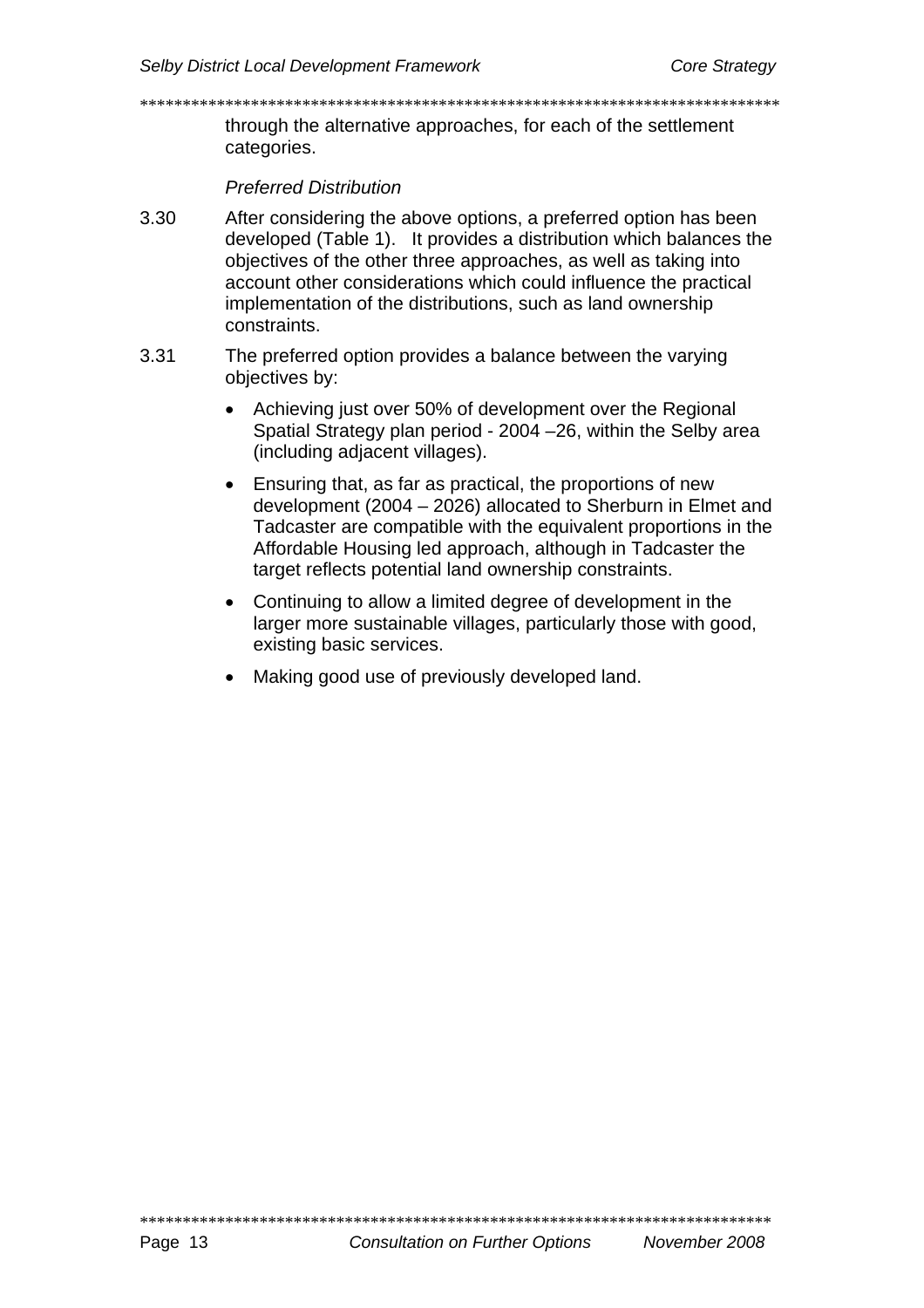through the alternative approaches, for each of the settlement categories.

*Preferred Distribution*

3.30 After considering the above options, a preferred option has been developed (Table 1). It provides a distribution which balances the objectives of the other three approaches, as well as taking into account other considerations which could influence the practical implementation of the distributions, such as land ownership constraints.

3.31 The preferred option provides a balance between the varying objectives by:

- Achieving just over 50% of development over the Regional Spatial Strategy plan period - 2004 –26, within the Selby area (including adjacent villages).
- Ensuring that, as far as practical, the proportions of new development (2004 – 2026) allocated to Sherburn in Elmet and Tadcaster are compatible with the equivalent proportions in the Affordable Housing led approach, although in Tadcaster the target reflects potential land ownership constraints.
- Continuing to allow a limited degree of development in the larger more sustainable villages, particularly those with good, existing basic services.
- Making good use of previously developed land.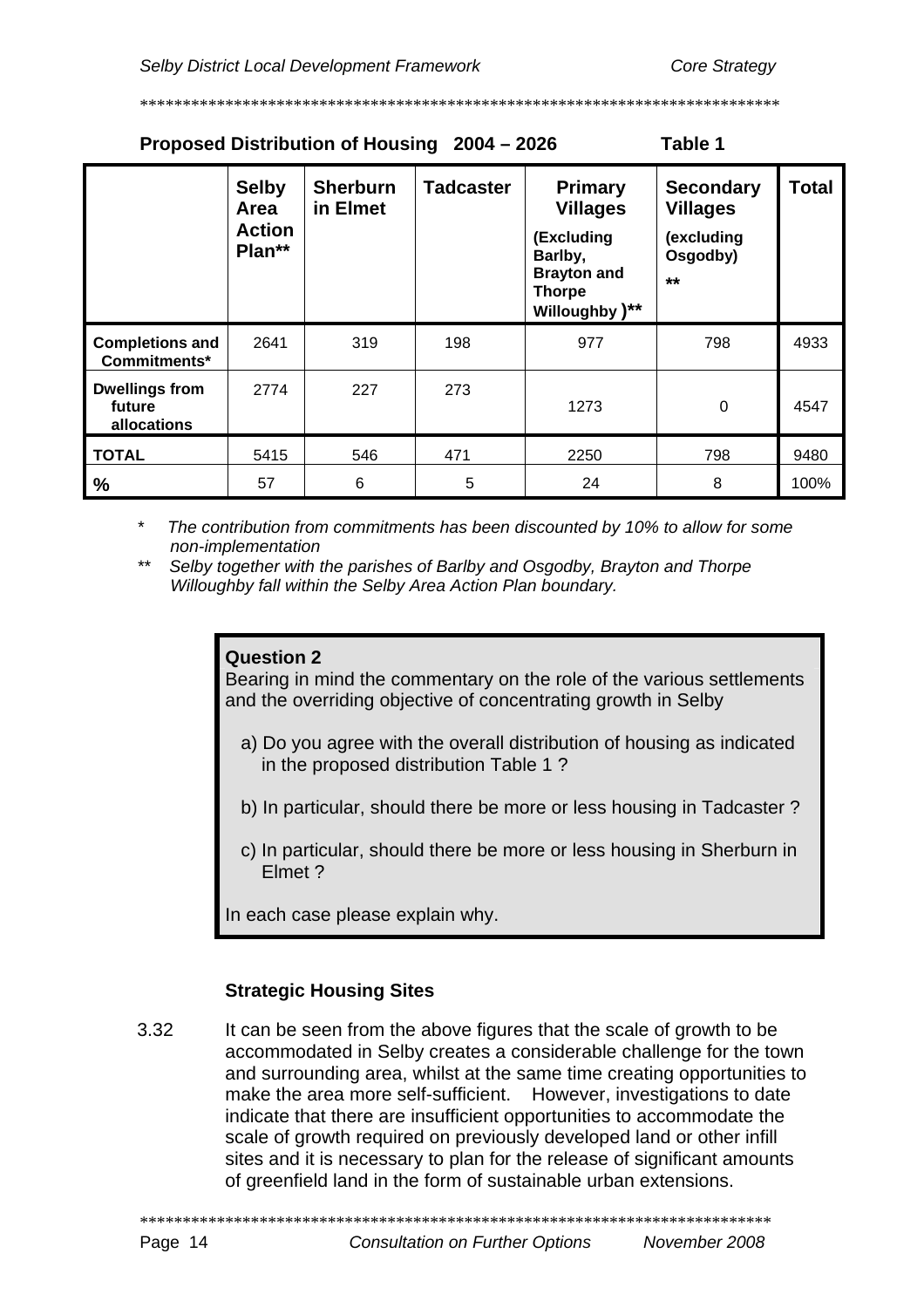**Proposed Distribution of Housing 2004 – 2026 Table 1**

| | Selby Area Action Plan** | Sherburn in Elmet | Tadcaster | Primary Villages (Excluding Barlby, Brayton and Thorpe Willoughby )** | Secondary Villages (excluding Osgodby) ** | Total |
|---|---|---|---|---|---|---|
| **Completions and Commitments*** | 2641 | 319 | 198 | 977 | 798 | 4933 |
| **Dwellings from future allocations** | 2774 | 227 | 273 | 1273 | 0 | 4547 |
| **TOTAL** | 5415 | 546 | 471 | 2250 | 798 | 9480 |
| **%** | 57 | 6 | 5 | 24 | 8 | 100% |

\* *The contribution from commitments has been discounted by 10% to allow for some non-implementation*

\*\* *Selby together with the parishes of Barlby and Osgodby, Brayton and Thorpe Willoughby fall within the Selby Area Action Plan boundary.*

> **Question 2**
> Bearing in mind the commentary on the role of the various settlements and the overriding objective of concentrating growth in Selby
>
> a) Do you agree with the overall distribution of housing as indicated in the proposed distribution Table 1 ?
>
> b) In particular, should there be more or less housing in Tadcaster ?
>
> c) In particular, should there be more or less housing in Sherburn in Elmet ?
>
> In each case please explain why.

### Strategic Housing Sites

3.32 It can be seen from the above figures that the scale of growth to be accommodated in Selby creates a considerable challenge for the town and surrounding area, whilst at the same time creating opportunities to make the area more self-sufficient. However, investigations to date indicate that there are insufficient opportunities to accommodate the scale of growth required on previously developed land or other infill sites and it is necessary to plan for the release of significant amounts of greenfield land in the form of sustainable urban extensions.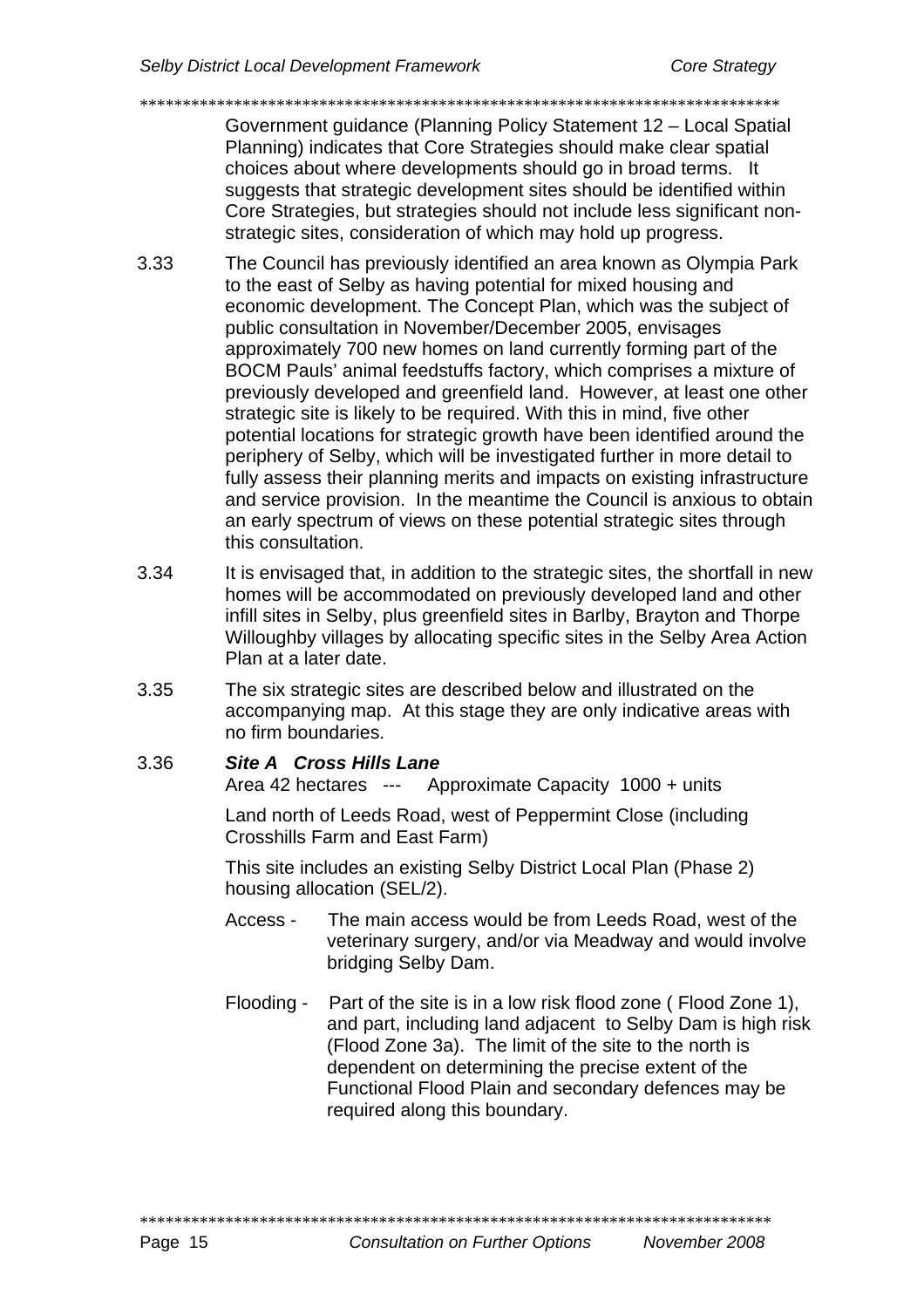Government guidance (Planning Policy Statement 12 – Local Spatial Planning) indicates that Core Strategies should make clear spatial choices about where developments should go in broad terms. It suggests that strategic development sites should be identified within Core Strategies, but strategies should not include less significant non-strategic sites, consideration of which may hold up progress.

3.33 The Council has previously identified an area known as Olympia Park to the east of Selby as having potential for mixed housing and economic development. The Concept Plan, which was the subject of public consultation in November/December 2005, envisages approximately 700 new homes on land currently forming part of the BOCM Pauls' animal feedstuffs factory, which comprises a mixture of previously developed and greenfield land. However, at least one other strategic site is likely to be required. With this in mind, five other potential locations for strategic growth have been identified around the periphery of Selby, which will be investigated further in more detail to fully assess their planning merits and impacts on existing infrastructure and service provision. In the meantime the Council is anxious to obtain an early spectrum of views on these potential strategic sites through this consultation.

3.34 It is envisaged that, in addition to the strategic sites, the shortfall in new homes will be accommodated on previously developed land and other infill sites in Selby, plus greenfield sites in Barlby, Brayton and Thorpe Willoughby villages by allocating specific sites in the Selby Area Action Plan at a later date.

3.35 The six strategic sites are described below and illustrated on the accompanying map. At this stage they are only indicative areas with no firm boundaries.

3.36 ***Site A Cross Hills Lane***

Area 42 hectares --- Approximate Capacity 1000 + units

Land north of Leeds Road, west of Peppermint Close (including Crosshills Farm and East Farm)

This site includes an existing Selby District Local Plan (Phase 2) housing allocation (SEL/2).

Access - The main access would be from Leeds Road, west of the veterinary surgery, and/or via Meadway and would involve bridging Selby Dam.

Flooding - Part of the site is in a low risk flood zone ( Flood Zone 1), and part, including land adjacent to Selby Dam is high risk (Flood Zone 3a). The limit of the site to the north is dependent on determining the precise extent of the Functional Flood Plain and secondary defences may be required along this boundary.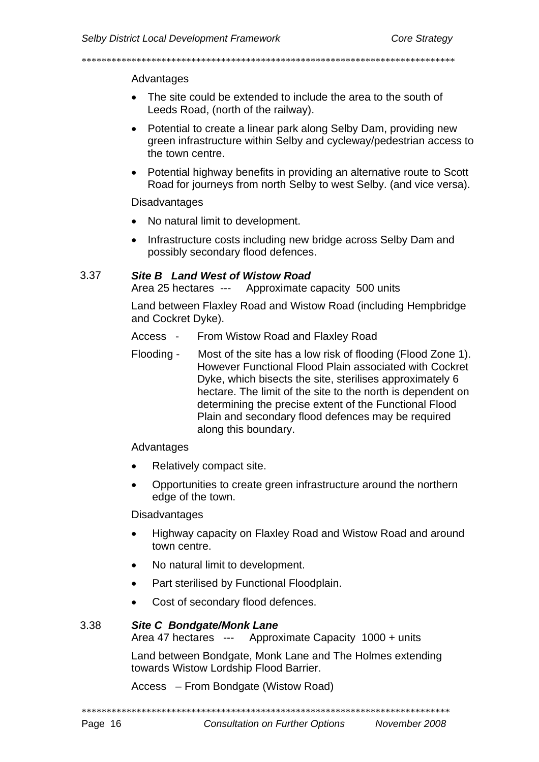Advantages

- The site could be extended to include the area to the south of Leeds Road, (north of the railway).
- Potential to create a linear park along Selby Dam, providing new green infrastructure within Selby and cycleway/pedestrian access to the town centre.
- Potential highway benefits in providing an alternative route to Scott Road for journeys from north Selby to west Selby. (and vice versa).

Disadvantages

- No natural limit to development.
- Infrastructure costs including new bridge across Selby Dam and possibly secondary flood defences.

3.37 ***Site B Land West of Wistow Road***
Area 25 hectares --- Approximate capacity 500 units

Land between Flaxley Road and Wistow Road (including Hempbridge and Cockret Dyke).

Access - From Wistow Road and Flaxley Road

Flooding - Most of the site has a low risk of flooding (Flood Zone 1). However Functional Flood Plain associated with Cockret Dyke, which bisects the site, sterilises approximately 6 hectare. The limit of the site to the north is dependent on determining the precise extent of the Functional Flood Plain and secondary flood defences may be required along this boundary.

Advantages

- Relatively compact site.
- Opportunities to create green infrastructure around the northern edge of the town.

Disadvantages

- Highway capacity on Flaxley Road and Wistow Road and around town centre.
- No natural limit to development.
- Part sterilised by Functional Floodplain.
- Cost of secondary flood defences.

3.38 ***Site C Bondgate/Monk Lane***
Area 47 hectares --- Approximate Capacity 1000 + units

Land between Bondgate, Monk Lane and The Holmes extending towards Wistow Lordship Flood Barrier.

Access – From Bondgate (Wistow Road)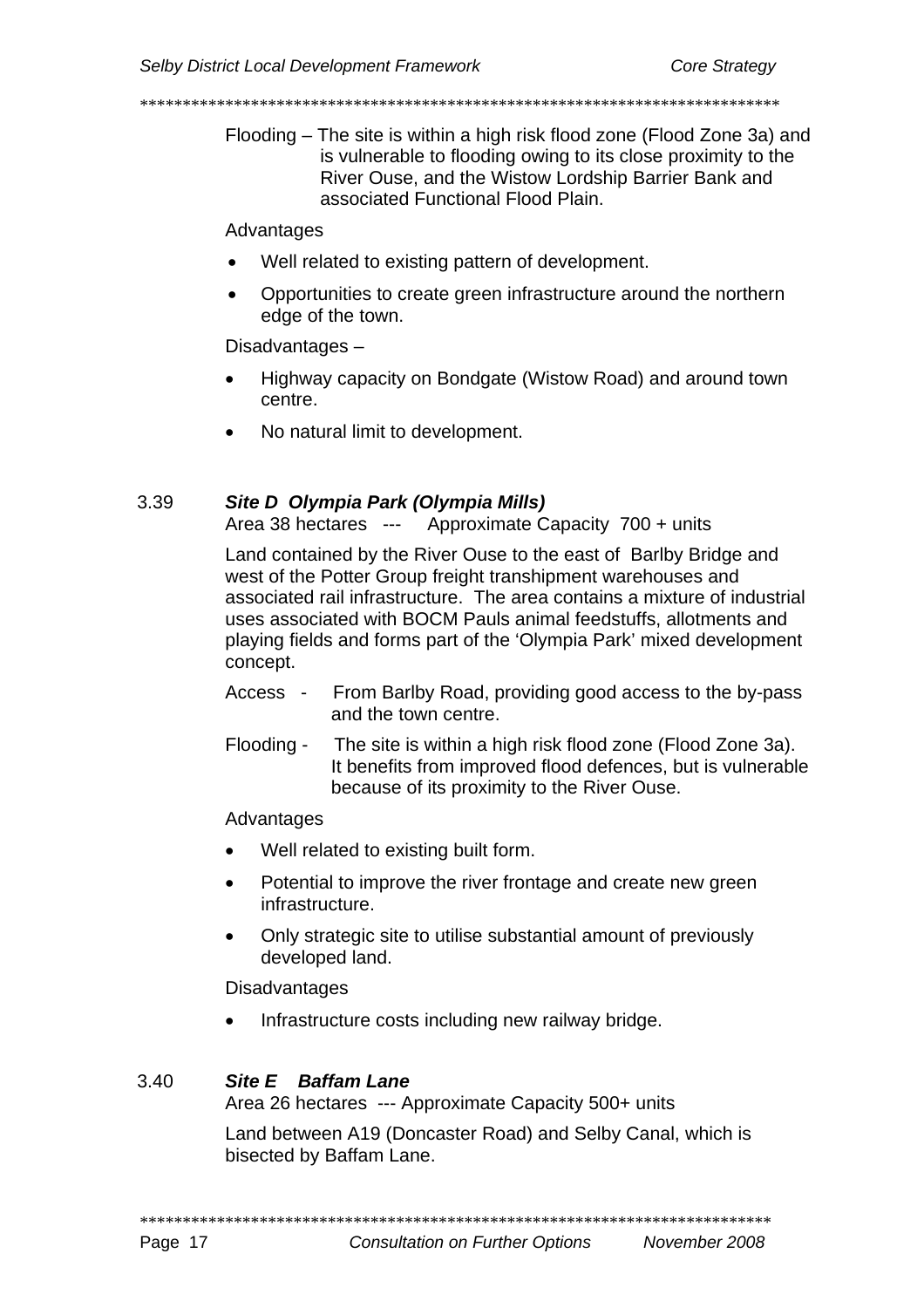Flooding – The site is within a high risk flood zone (Flood Zone 3a) and is vulnerable to flooding owing to its close proximity to the River Ouse, and the Wistow Lordship Barrier Bank and associated Functional Flood Plain.

Advantages

- Well related to existing pattern of development.
- Opportunities to create green infrastructure around the northern edge of the town.

Disadvantages –

- Highway capacity on Bondgate (Wistow Road) and around town centre.
- No natural limit to development.

3.39 ***Site D Olympia Park (Olympia Mills)***

Area 38 hectares --- Approximate Capacity 700 + units

Land contained by the River Ouse to the east of Barlby Bridge and west of the Potter Group freight transhipment warehouses and associated rail infrastructure. The area contains a mixture of industrial uses associated with BOCM Pauls animal feedstuffs, allotments and playing fields and forms part of the 'Olympia Park' mixed development concept.

Access - From Barlby Road, providing good access to the by-pass and the town centre.

Flooding - The site is within a high risk flood zone (Flood Zone 3a). It benefits from improved flood defences, but is vulnerable because of its proximity to the River Ouse.

Advantages

- Well related to existing built form.
- Potential to improve the river frontage and create new green infrastructure.
- Only strategic site to utilise substantial amount of previously developed land.

Disadvantages

- Infrastructure costs including new railway bridge.

3.40 ***Site E Baffam Lane***

Area 26 hectares --- Approximate Capacity 500+ units

Land between A19 (Doncaster Road) and Selby Canal, which is bisected by Baffam Lane.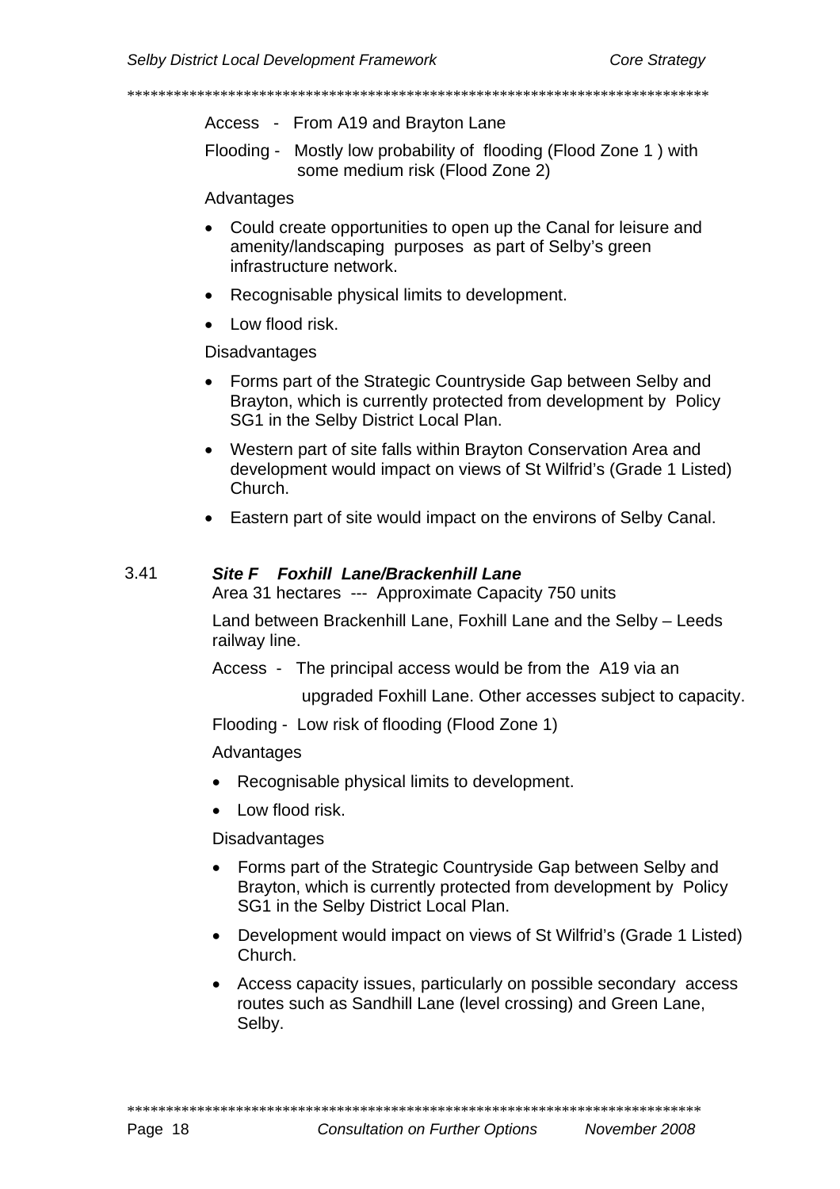Access - From A19 and Brayton Lane

Flooding - Mostly low probability of flooding (Flood Zone 1 ) with some medium risk (Flood Zone 2)

Advantages

- Could create opportunities to open up the Canal for leisure and amenity/landscaping purposes as part of Selby's green infrastructure network.
- Recognisable physical limits to development.
- Low flood risk.

Disadvantages

- Forms part of the Strategic Countryside Gap between Selby and Brayton, which is currently protected from development by Policy SG1 in the Selby District Local Plan.
- Western part of site falls within Brayton Conservation Area and development would impact on views of St Wilfrid's (Grade 1 Listed) Church.
- Eastern part of site would impact on the environs of Selby Canal.

3.41 ***Site F Foxhill Lane/Brackenhill Lane***

Area 31 hectares --- Approximate Capacity 750 units

Land between Brackenhill Lane, Foxhill Lane and the Selby – Leeds railway line.

Access - The principal access would be from the A19 via an upgraded Foxhill Lane. Other accesses subject to capacity.

Flooding - Low risk of flooding (Flood Zone 1)

Advantages

- Recognisable physical limits to development.
- Low flood risk.

Disadvantages

- Forms part of the Strategic Countryside Gap between Selby and Brayton, which is currently protected from development by Policy SG1 in the Selby District Local Plan.
- Development would impact on views of St Wilfrid's (Grade 1 Listed) Church.
- Access capacity issues, particularly on possible secondary access routes such as Sandhill Lane (level crossing) and Green Lane, Selby.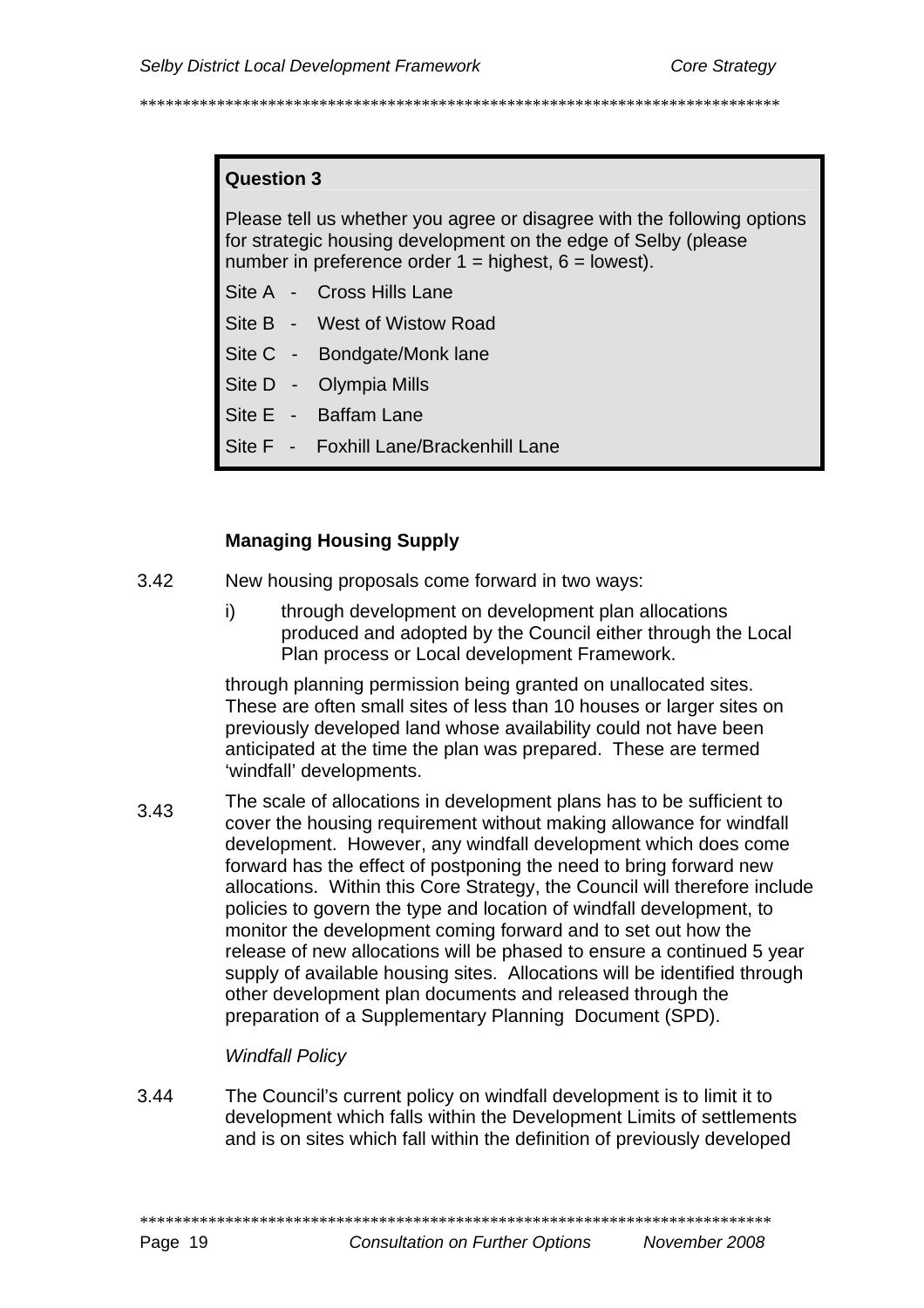**Question 3**

Please tell us whether you agree or disagree with the following options for strategic housing development on the edge of Selby (please number in preference order 1 = highest, 6 = lowest).

Site A - Cross Hills Lane

Site B - West of Wistow Road

Site C - Bondgate/Monk lane

Site D - Olympia Mills

Site E - Baffam Lane

Site F - Foxhill Lane/Brackenhill Lane

**Managing Housing Supply**

3.42 New housing proposals come forward in two ways:

i) through development on development plan allocations produced and adopted by the Council either through the Local Plan process or Local development Framework.

through planning permission being granted on unallocated sites. These are often small sites of less than 10 houses or larger sites on previously developed land whose availability could not have been anticipated at the time the plan was prepared. These are termed 'windfall' developments.

3.43 The scale of allocations in development plans has to be sufficient to cover the housing requirement without making allowance for windfall development. However, any windfall development which does come forward has the effect of postponing the need to bring forward new allocations. Within this Core Strategy, the Council will therefore include policies to govern the type and location of windfall development, to monitor the development coming forward and to set out how the release of new allocations will be phased to ensure a continued 5 year supply of available housing sites. Allocations will be identified through other development plan documents and released through the preparation of a Supplementary Planning Document (SPD).

*Windfall Policy*

3.44 The Council's current policy on windfall development is to limit it to development which falls within the Development Limits of settlements and is on sites which fall within the definition of previously developed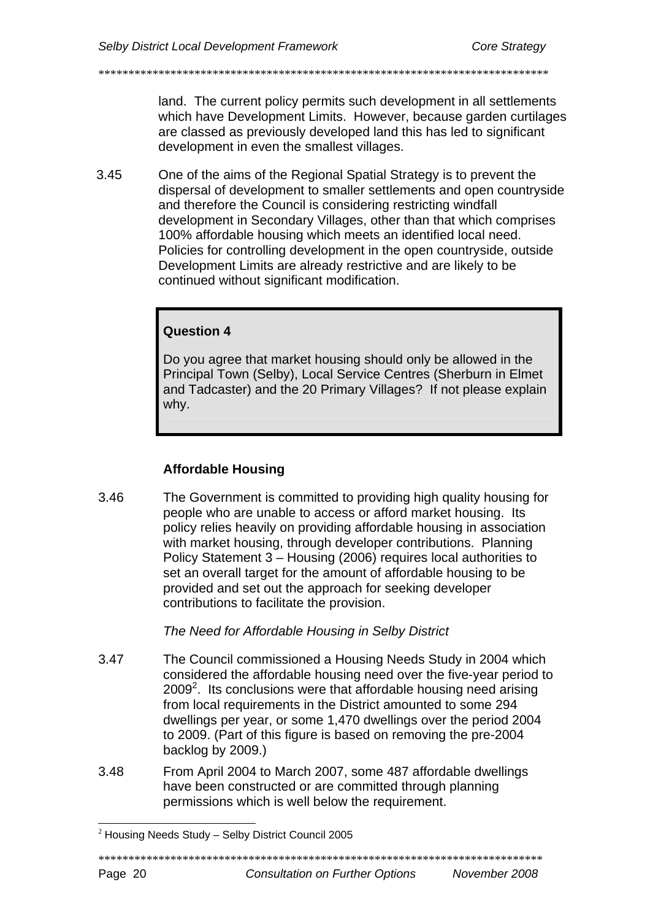land. The current policy permits such development in all settlements which have Development Limits. However, because garden curtilages are classed as previously developed land this has led to significant development in even the smallest villages.

3.45 One of the aims of the Regional Spatial Strategy is to prevent the dispersal of development to smaller settlements and open countryside and therefore the Council is considering restricting windfall development in Secondary Villages, other than that which comprises 100% affordable housing which meets an identified local need. Policies for controlling development in the open countryside, outside Development Limits are already restrictive and are likely to be continued without significant modification.

> **Question 4**
>
> Do you agree that market housing should only be allowed in the Principal Town (Selby), Local Service Centres (Sherburn in Elmet and Tadcaster) and the 20 Primary Villages? If not please explain why.

### Affordable Housing

3.46 The Government is committed to providing high quality housing for people who are unable to access or afford market housing. Its policy relies heavily on providing affordable housing in association with market housing, through developer contributions. Planning Policy Statement 3 – Housing (2006) requires local authorities to set an overall target for the amount of affordable housing to be provided and set out the approach for seeking developer contributions to facilitate the provision.

*The Need for Affordable Housing in Selby District*

3.47 The Council commissioned a Housing Needs Study in 2004 which considered the affordable housing need over the five-year period to 2009[2]. Its conclusions were that affordable housing need arising from local requirements in the District amounted to some 294 dwellings per year, or some 1,470 dwellings over the period 2004 to 2009. (Part of this figure is based on removing the pre-2004 backlog by 2009.)

3.48 From April 2004 to March 2007, some 487 affordable dwellings have been constructed or are committed through planning permissions which is well below the requirement.

[2] Housing Needs Study – Selby District Council 2005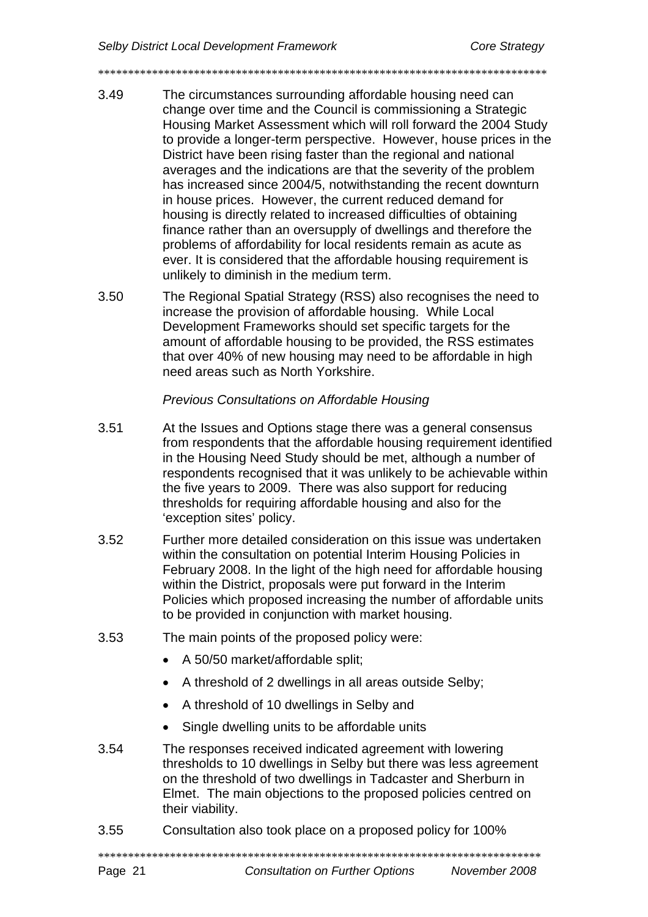3.49 The circumstances surrounding affordable housing need can change over time and the Council is commissioning a Strategic Housing Market Assessment which will roll forward the 2004 Study to provide a longer-term perspective. However, house prices in the District have been rising faster than the regional and national averages and the indications are that the severity of the problem has increased since 2004/5, notwithstanding the recent downturn in house prices. However, the current reduced demand for housing is directly related to increased difficulties of obtaining finance rather than an oversupply of dwellings and therefore the problems of affordability for local residents remain as acute as ever. It is considered that the affordable housing requirement is unlikely to diminish in the medium term.

3.50 The Regional Spatial Strategy (RSS) also recognises the need to increase the provision of affordable housing. While Local Development Frameworks should set specific targets for the amount of affordable housing to be provided, the RSS estimates that over 40% of new housing may need to be affordable in high need areas such as North Yorkshire.

*Previous Consultations on Affordable Housing*

3.51 At the Issues and Options stage there was a general consensus from respondents that the affordable housing requirement identified in the Housing Need Study should be met, although a number of respondents recognised that it was unlikely to be achievable within the five years to 2009. There was also support for reducing thresholds for requiring affordable housing and also for the 'exception sites' policy.

3.52 Further more detailed consideration on this issue was undertaken within the consultation on potential Interim Housing Policies in February 2008. In the light of the high need for affordable housing within the District, proposals were put forward in the Interim Policies which proposed increasing the number of affordable units to be provided in conjunction with market housing.

3.53 The main points of the proposed policy were:

- A 50/50 market/affordable split;
- A threshold of 2 dwellings in all areas outside Selby;
- A threshold of 10 dwellings in Selby and
- Single dwelling units to be affordable units

3.54 The responses received indicated agreement with lowering thresholds to 10 dwellings in Selby but there was less agreement on the threshold of two dwellings in Tadcaster and Sherburn in Elmet. The main objections to the proposed policies centred on their viability.

3.55 Consultation also took place on a proposed policy for 100%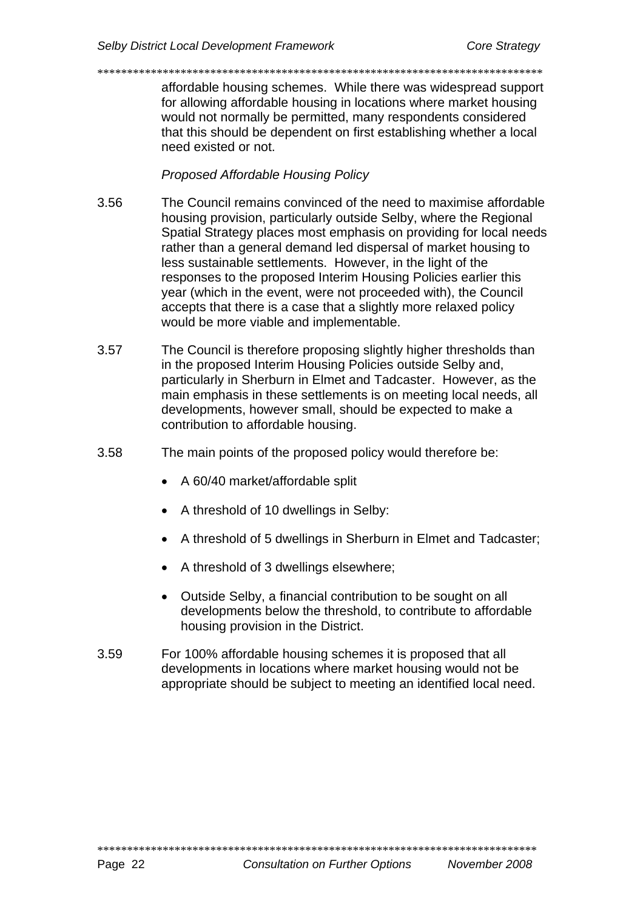affordable housing schemes. While there was widespread support for allowing affordable housing in locations where market housing would not normally be permitted, many respondents considered that this should be dependent on first establishing whether a local need existed or not.

*Proposed Affordable Housing Policy*

3.56 The Council remains convinced of the need to maximise affordable housing provision, particularly outside Selby, where the Regional Spatial Strategy places most emphasis on providing for local needs rather than a general demand led dispersal of market housing to less sustainable settlements. However, in the light of the responses to the proposed Interim Housing Policies earlier this year (which in the event, were not proceeded with), the Council accepts that there is a case that a slightly more relaxed policy would be more viable and implementable.

3.57 The Council is therefore proposing slightly higher thresholds than in the proposed Interim Housing Policies outside Selby and, particularly in Sherburn in Elmet and Tadcaster. However, as the main emphasis in these settlements is on meeting local needs, all developments, however small, should be expected to make a contribution to affordable housing.

3.58 The main points of the proposed policy would therefore be:

- A 60/40 market/affordable split
- A threshold of 10 dwellings in Selby:
- A threshold of 5 dwellings in Sherburn in Elmet and Tadcaster;
- A threshold of 3 dwellings elsewhere;
- Outside Selby, a financial contribution to be sought on all developments below the threshold, to contribute to affordable housing provision in the District.

3.59 For 100% affordable housing schemes it is proposed that all developments in locations where market housing would not be appropriate should be subject to meeting an identified local need.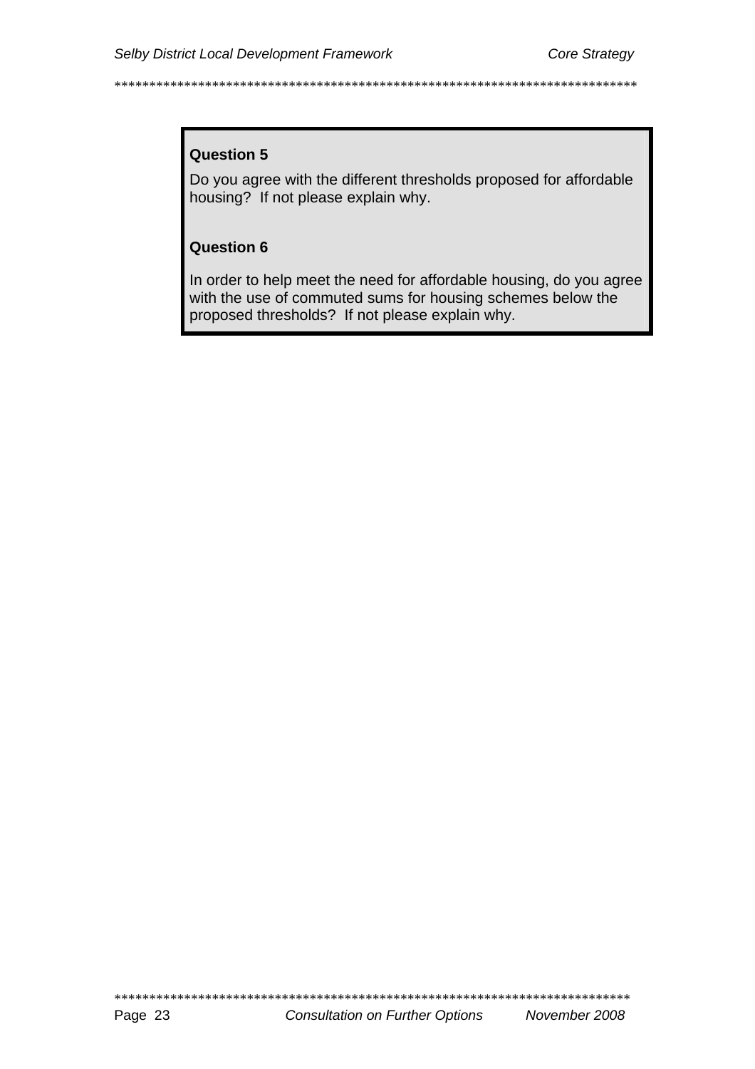**Question 5**

Do you agree with the different thresholds proposed for affordable housing? If not please explain why.

**Question 6**

In order to help meet the need for affordable housing, do you agree with the use of commuted sums for housing schemes below the proposed thresholds? If not please explain why.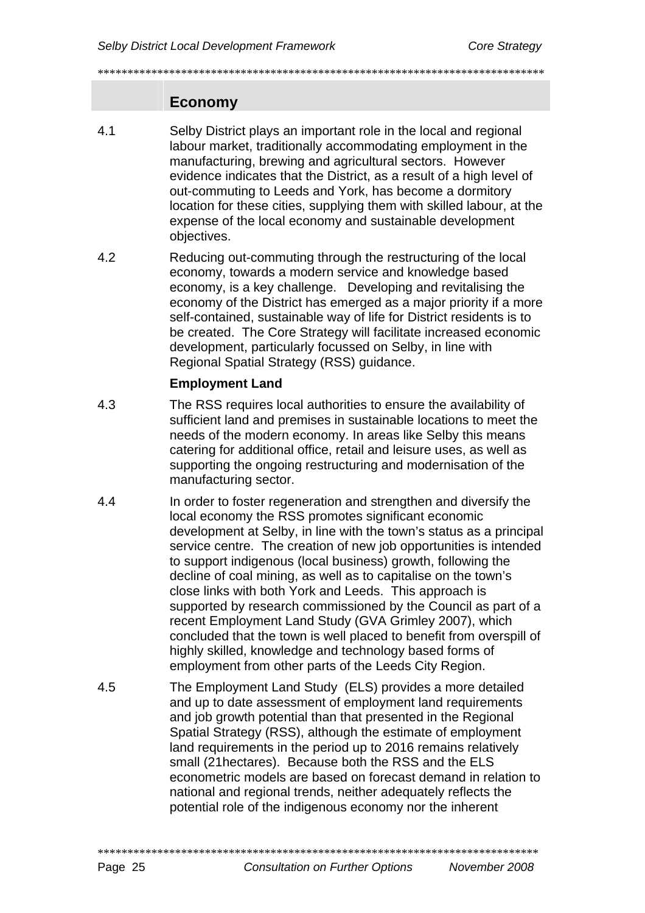## Economy

4.1 Selby District plays an important role in the local and regional labour market, traditionally accommodating employment in the manufacturing, brewing and agricultural sectors. However evidence indicates that the District, as a result of a high level of out-commuting to Leeds and York, has become a dormitory location for these cities, supplying them with skilled labour, at the expense of the local economy and sustainable development objectives.

4.2 Reducing out-commuting through the restructuring of the local economy, towards a modern service and knowledge based economy, is a key challenge. Developing and revitalising the economy of the District has emerged as a major priority if a more self-contained, sustainable way of life for District residents is to be created. The Core Strategy will facilitate increased economic development, particularly focussed on Selby, in line with Regional Spatial Strategy (RSS) guidance.

### Employment Land

4.3 The RSS requires local authorities to ensure the availability of sufficient land and premises in sustainable locations to meet the needs of the modern economy. In areas like Selby this means catering for additional office, retail and leisure uses, as well as supporting the ongoing restructuring and modernisation of the manufacturing sector.

4.4 In order to foster regeneration and strengthen and diversify the local economy the RSS promotes significant economic development at Selby, in line with the town's status as a principal service centre. The creation of new job opportunities is intended to support indigenous (local business) growth, following the decline of coal mining, as well as to capitalise on the town's close links with both York and Leeds. This approach is supported by research commissioned by the Council as part of a recent Employment Land Study (GVA Grimley 2007), which concluded that the town is well placed to benefit from overspill of highly skilled, knowledge and technology based forms of employment from other parts of the Leeds City Region.

4.5 The Employment Land Study (ELS) provides a more detailed and up to date assessment of employment land requirements and job growth potential than that presented in the Regional Spatial Strategy (RSS), although the estimate of employment land requirements in the period up to 2016 remains relatively small (21hectares). Because both the RSS and the ELS econometric models are based on forecast demand in relation to national and regional trends, neither adequately reflects the potential role of the indigenous economy nor the inherent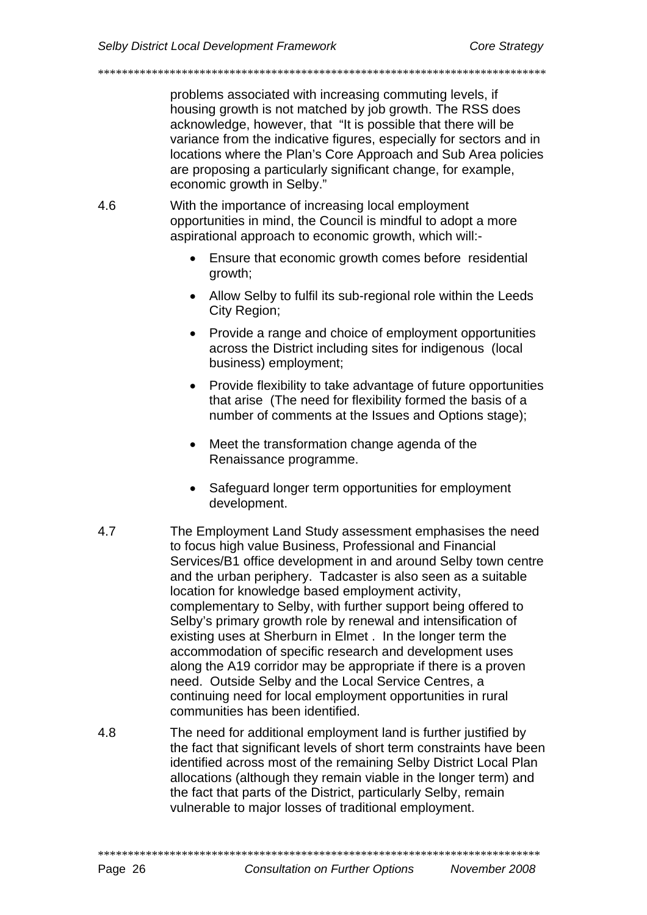problems associated with increasing commuting levels, if housing growth is not matched by job growth. The RSS does acknowledge, however, that "It is possible that there will be variance from the indicative figures, especially for sectors and in locations where the Plan's Core Approach and Sub Area policies are proposing a particularly significant change, for example, economic growth in Selby."

4.6 With the importance of increasing local employment opportunities in mind, the Council is mindful to adopt a more aspirational approach to economic growth, which will:-

- Ensure that economic growth comes before residential growth;
- Allow Selby to fulfil its sub-regional role within the Leeds City Region;
- Provide a range and choice of employment opportunities across the District including sites for indigenous (local business) employment;
- Provide flexibility to take advantage of future opportunities that arise (The need for flexibility formed the basis of a number of comments at the Issues and Options stage);
- Meet the transformation change agenda of the Renaissance programme.
- Safeguard longer term opportunities for employment development.

4.7 The Employment Land Study assessment emphasises the need to focus high value Business, Professional and Financial Services/B1 office development in and around Selby town centre and the urban periphery. Tadcaster is also seen as a suitable location for knowledge based employment activity, complementary to Selby, with further support being offered to Selby's primary growth role by renewal and intensification of existing uses at Sherburn in Elmet . In the longer term the accommodation of specific research and development uses along the A19 corridor may be appropriate if there is a proven need. Outside Selby and the Local Service Centres, a continuing need for local employment opportunities in rural communities has been identified.

4.8 The need for additional employment land is further justified by the fact that significant levels of short term constraints have been identified across most of the remaining Selby District Local Plan allocations (although they remain viable in the longer term) and the fact that parts of the District, particularly Selby, remain vulnerable to major losses of traditional employment.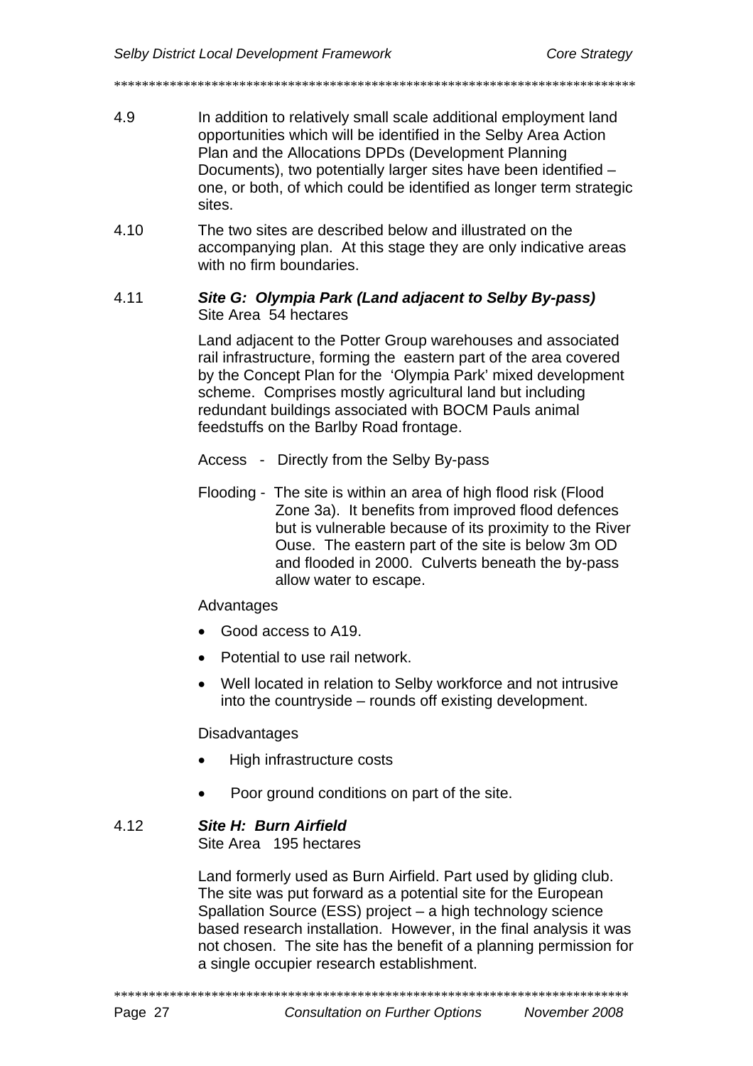4.9 In addition to relatively small scale additional employment land opportunities which will be identified in the Selby Area Action Plan and the Allocations DPDs (Development Planning Documents), two potentially larger sites have been identified – one, or both, of which could be identified as longer term strategic sites.

4.10 The two sites are described below and illustrated on the accompanying plan. At this stage they are only indicative areas with no firm boundaries.

4.11 ***Site G: Olympia Park (Land adjacent to Selby By-pass)***
Site Area 54 hectares

Land adjacent to the Potter Group warehouses and associated rail infrastructure, forming the eastern part of the area covered by the Concept Plan for the 'Olympia Park' mixed development scheme. Comprises mostly agricultural land but including redundant buildings associated with BOCM Pauls animal feedstuffs on the Barlby Road frontage.

Access - Directly from the Selby By-pass

Flooding - The site is within an area of high flood risk (Flood Zone 3a). It benefits from improved flood defences but is vulnerable because of its proximity to the River Ouse. The eastern part of the site is below 3m OD and flooded in 2000. Culverts beneath the by-pass allow water to escape.

Advantages

- Good access to A19.
- Potential to use rail network.
- Well located in relation to Selby workforce and not intrusive into the countryside – rounds off existing development.

Disadvantages

- High infrastructure costs
- Poor ground conditions on part of the site.

4.12 ***Site H: Burn Airfield***
Site Area 195 hectares

Land formerly used as Burn Airfield. Part used by gliding club. The site was put forward as a potential site for the European Spallation Source (ESS) project – a high technology science based research installation. However, in the final analysis it was not chosen. The site has the benefit of a planning permission for a single occupier research establishment.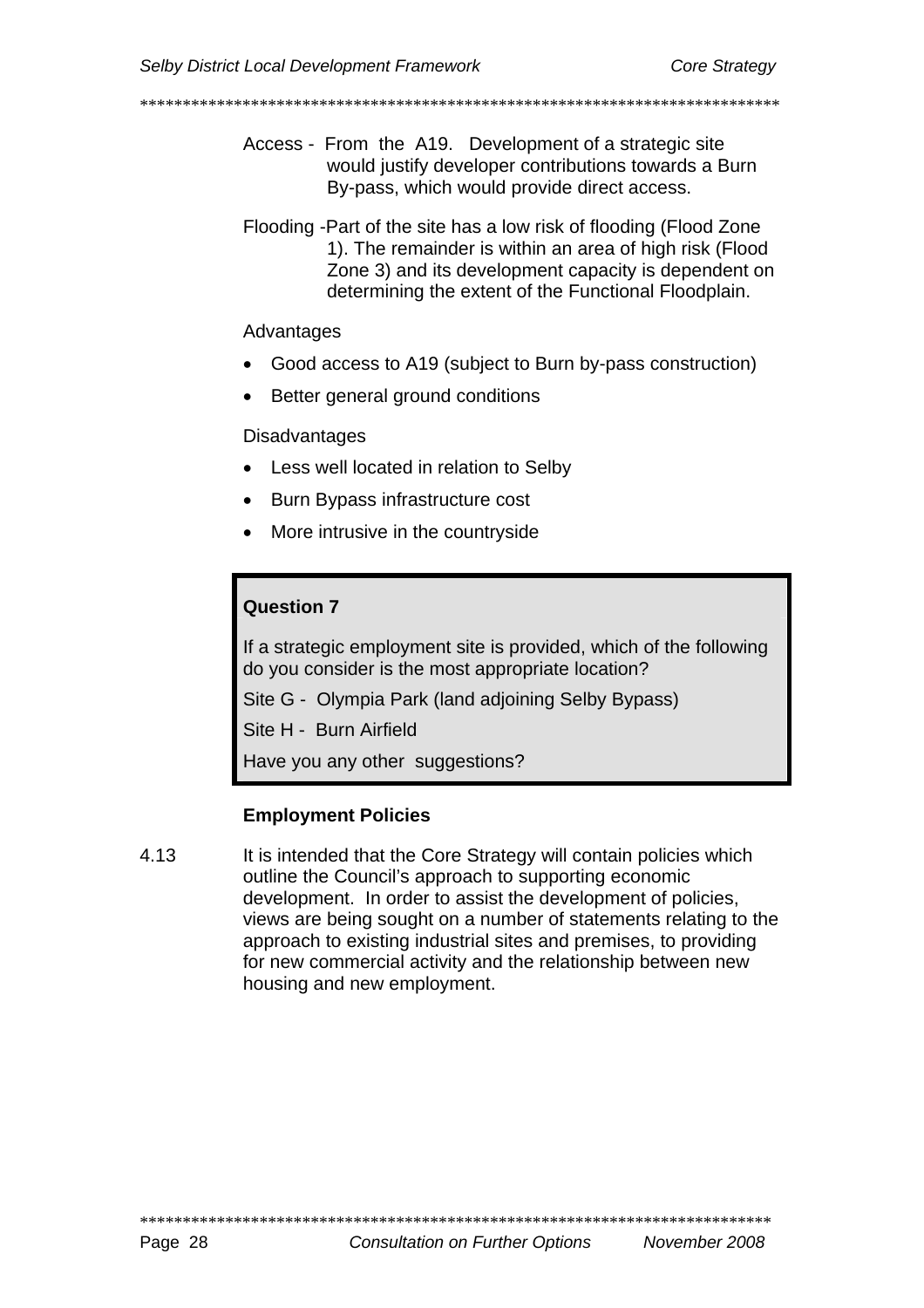Access - From the A19. Development of a strategic site would justify developer contributions towards a Burn By-pass, which would provide direct access.

Flooding -Part of the site has a low risk of flooding (Flood Zone 1). The remainder is within an area of high risk (Flood Zone 3) and its development capacity is dependent on determining the extent of the Functional Floodplain.

Advantages

- Good access to A19 (subject to Burn by-pass construction)
- Better general ground conditions

Disadvantages

- Less well located in relation to Selby
- Burn Bypass infrastructure cost
- More intrusive in the countryside

> **Question 7**
>
> If a strategic employment site is provided, which of the following do you consider is the most appropriate location?
>
> Site G - Olympia Park (land adjoining Selby Bypass)
>
> Site H - Burn Airfield
>
> Have you any other suggestions?

**Employment Policies**

4.13 It is intended that the Core Strategy will contain policies which outline the Council's approach to supporting economic development. In order to assist the development of policies, views are being sought on a number of statements relating to the approach to existing industrial sites and premises, to providing for new commercial activity and the relationship between new housing and new employment.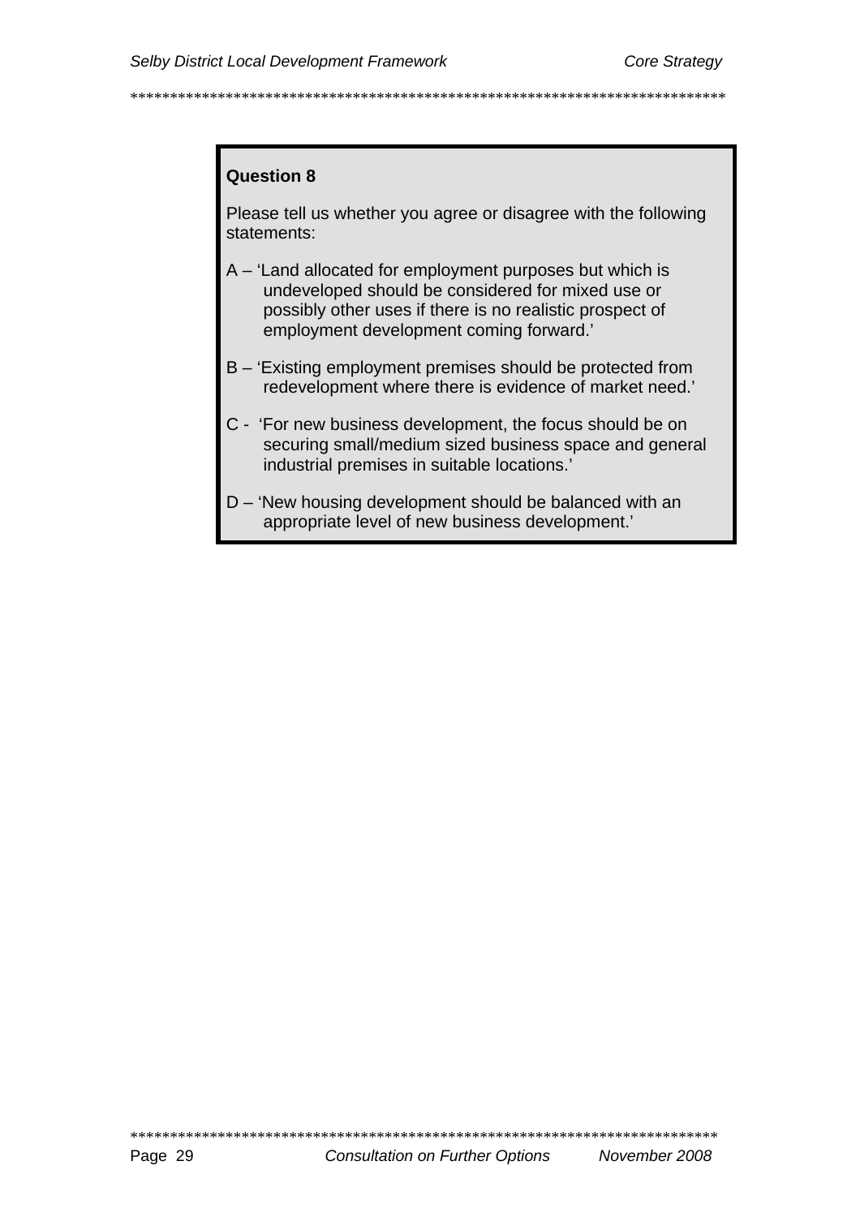**Question 8**

Please tell us whether you agree or disagree with the following statements:

A – 'Land allocated for employment purposes but which is undeveloped should be considered for mixed use or possibly other uses if there is no realistic prospect of employment development coming forward.'

B – 'Existing employment premises should be protected from redevelopment where there is evidence of market need.'

C - 'For new business development, the focus should be on securing small/medium sized business space and general industrial premises in suitable locations.'

D – 'New housing development should be balanced with an appropriate level of new business development.'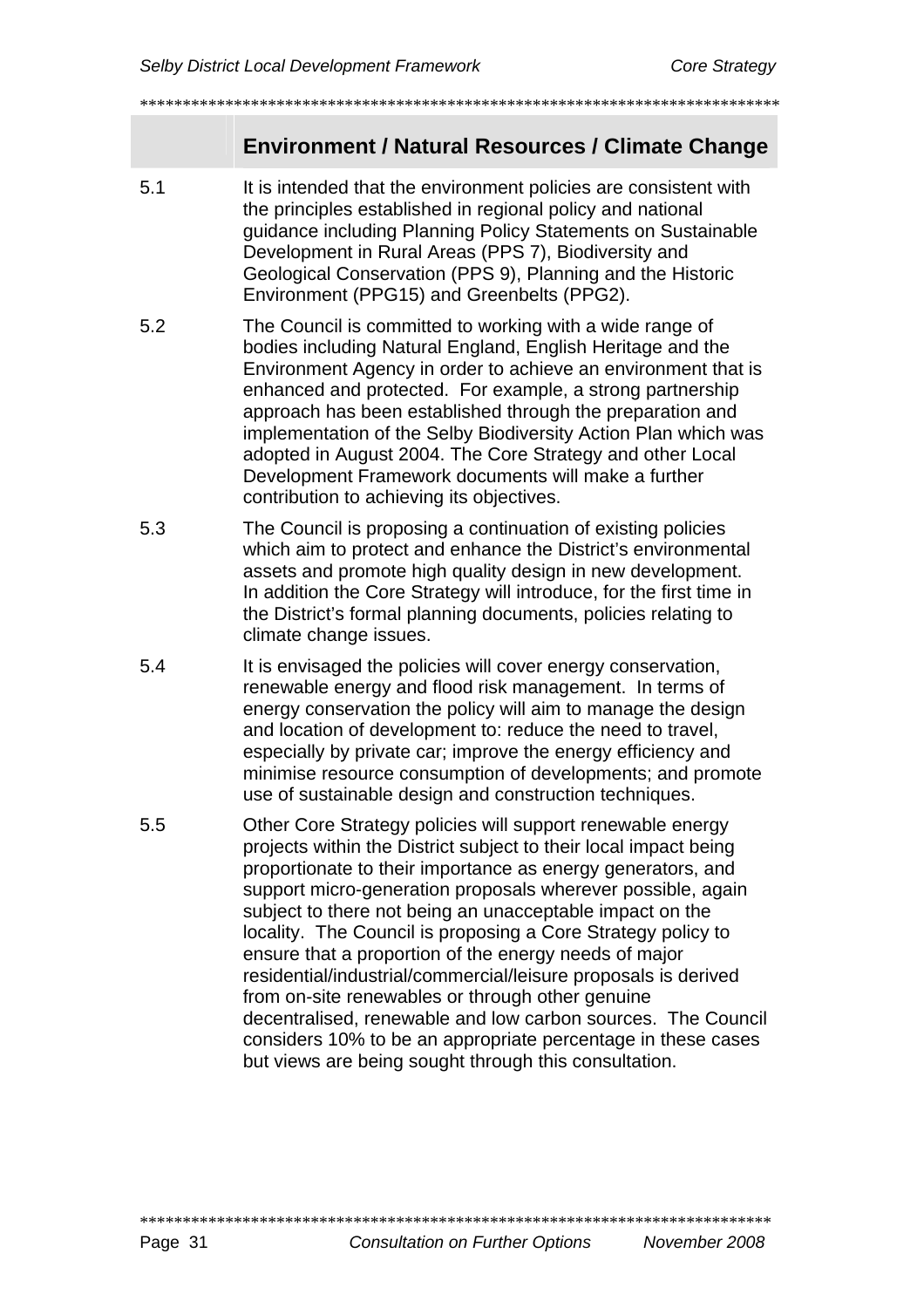## Environment / Natural Resources / Climate Change

5.1 It is intended that the environment policies are consistent with the principles established in regional policy and national guidance including Planning Policy Statements on Sustainable Development in Rural Areas (PPS 7), Biodiversity and Geological Conservation (PPS 9), Planning and the Historic Environment (PPG15) and Greenbelts (PPG2).

5.2 The Council is committed to working with a wide range of bodies including Natural England, English Heritage and the Environment Agency in order to achieve an environment that is enhanced and protected. For example, a strong partnership approach has been established through the preparation and implementation of the Selby Biodiversity Action Plan which was adopted in August 2004. The Core Strategy and other Local Development Framework documents will make a further contribution to achieving its objectives.

5.3 The Council is proposing a continuation of existing policies which aim to protect and enhance the District's environmental assets and promote high quality design in new development. In addition the Core Strategy will introduce, for the first time in the District's formal planning documents, policies relating to climate change issues.

5.4 It is envisaged the policies will cover energy conservation, renewable energy and flood risk management. In terms of energy conservation the policy will aim to manage the design and location of development to: reduce the need to travel, especially by private car; improve the energy efficiency and minimise resource consumption of developments; and promote use of sustainable design and construction techniques.

5.5 Other Core Strategy policies will support renewable energy projects within the District subject to their local impact being proportionate to their importance as energy generators, and support micro-generation proposals wherever possible, again subject to there not being an unacceptable impact on the locality. The Council is proposing a Core Strategy policy to ensure that a proportion of the energy needs of major residential/industrial/commercial/leisure proposals is derived from on-site renewables or through other genuine decentralised, renewable and low carbon sources. The Council considers 10% to be an appropriate percentage in these cases but views are being sought through this consultation.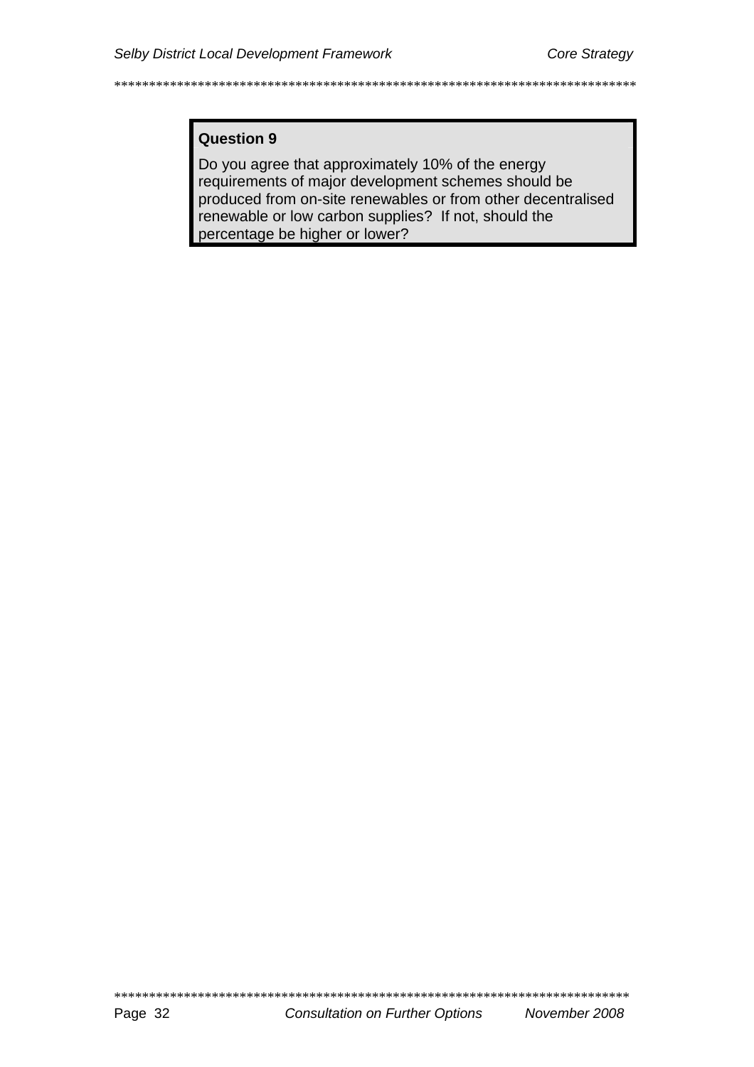**Question 9**

Do you agree that approximately 10% of the energy requirements of major development schemes should be produced from on-site renewables or from other decentralised renewable or low carbon supplies? If not, should the percentage be higher or lower?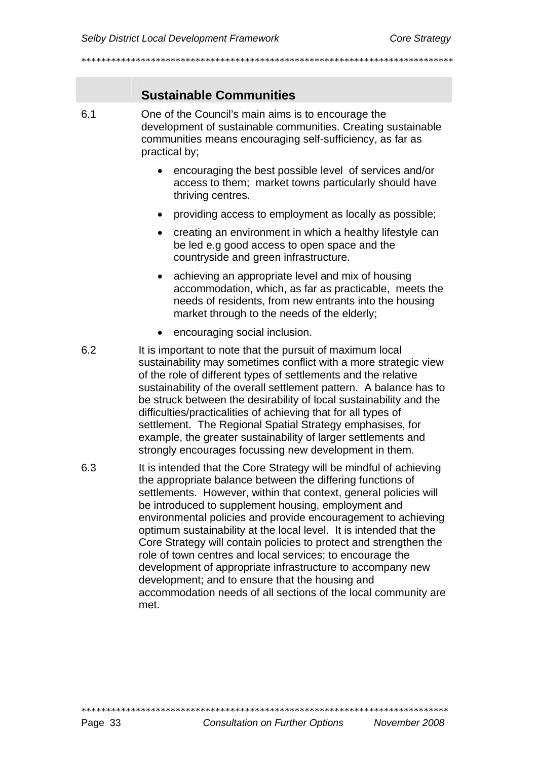## Sustainable Communities

6.1 One of the Council's main aims is to encourage the development of sustainable communities. Creating sustainable communities means encouraging self-sufficiency, as far as practical by;

- encouraging the best possible level of services and/or access to them; market towns particularly should have thriving centres.
- providing access to employment as locally as possible;
- creating an environment in which a healthy lifestyle can be led e.g good access to open space and the countryside and green infrastructure.
- achieving an appropriate level and mix of housing accommodation, which, as far as practicable, meets the needs of residents, from new entrants into the housing market through to the needs of the elderly;
- encouraging social inclusion.

6.2 It is important to note that the pursuit of maximum local sustainability may sometimes conflict with a more strategic view of the role of different types of settlements and the relative sustainability of the overall settlement pattern. A balance has to be struck between the desirability of local sustainability and the difficulties/practicalities of achieving that for all types of settlement. The Regional Spatial Strategy emphasises, for example, the greater sustainability of larger settlements and strongly encourages focussing new development in them.

6.3 It is intended that the Core Strategy will be mindful of achieving the appropriate balance between the differing functions of settlements. However, within that context, general policies will be introduced to supplement housing, employment and environmental policies and provide encouragement to achieving optimum sustainability at the local level. It is intended that the Core Strategy will contain policies to protect and strengthen the role of town centres and local services; to encourage the development of appropriate infrastructure to accompany new development; and to ensure that the housing and accommodation needs of all sections of the local community are met.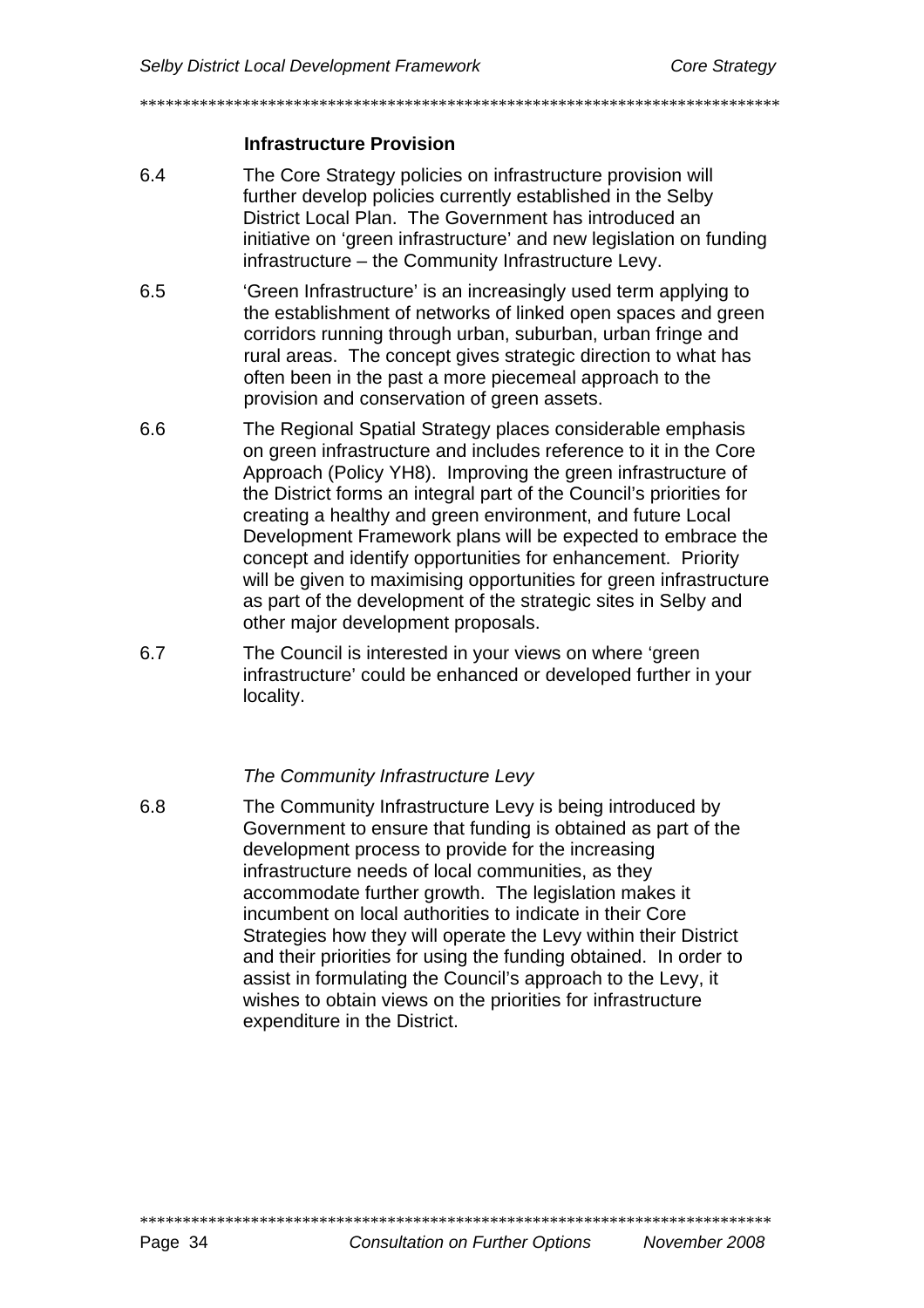### Infrastructure Provision

6.4 The Core Strategy policies on infrastructure provision will further develop policies currently established in the Selby District Local Plan. The Government has introduced an initiative on 'green infrastructure' and new legislation on funding infrastructure – the Community Infrastructure Levy.

6.5 'Green Infrastructure' is an increasingly used term applying to the establishment of networks of linked open spaces and green corridors running through urban, suburban, urban fringe and rural areas. The concept gives strategic direction to what has often been in the past a more piecemeal approach to the provision and conservation of green assets.

6.6 The Regional Spatial Strategy places considerable emphasis on green infrastructure and includes reference to it in the Core Approach (Policy YH8). Improving the green infrastructure of the District forms an integral part of the Council's priorities for creating a healthy and green environment, and future Local Development Framework plans will be expected to embrace the concept and identify opportunities for enhancement. Priority will be given to maximising opportunities for green infrastructure as part of the development of the strategic sites in Selby and other major development proposals.

6.7 The Council is interested in your views on where 'green infrastructure' could be enhanced or developed further in your locality.

*The Community Infrastructure Levy*

6.8 The Community Infrastructure Levy is being introduced by Government to ensure that funding is obtained as part of the development process to provide for the increasing infrastructure needs of local communities, as they accommodate further growth. The legislation makes it incumbent on local authorities to indicate in their Core Strategies how they will operate the Levy within their District and their priorities for using the funding obtained. In order to assist in formulating the Council's approach to the Levy, it wishes to obtain views on the priorities for infrastructure expenditure in the District.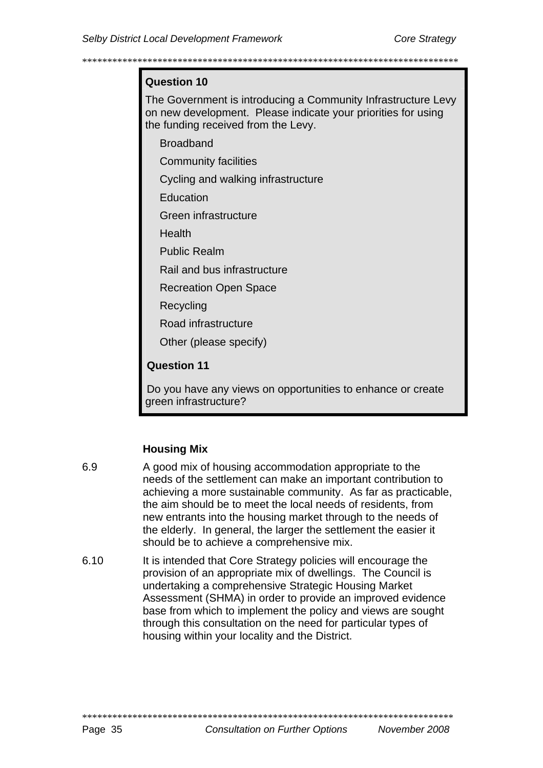**Question 10**

The Government is introducing a Community Infrastructure Levy on new development. Please indicate your priorities for using the funding received from the Levy.

- Broadband
- Community facilities
- Cycling and walking infrastructure
- Education
- Green infrastructure
- Health
- Public Realm
- Rail and bus infrastructure
- Recreation Open Space
- Recycling
- Road infrastructure
- Other (please specify)

**Question 11**

Do you have any views on opportunities to enhance or create green infrastructure?

### Housing Mix

6.9 A good mix of housing accommodation appropriate to the needs of the settlement can make an important contribution to achieving a more sustainable community. As far as practicable, the aim should be to meet the local needs of residents, from new entrants into the housing market through to the needs of the elderly. In general, the larger the settlement the easier it should be to achieve a comprehensive mix.

6.10 It is intended that Core Strategy policies will encourage the provision of an appropriate mix of dwellings. The Council is undertaking a comprehensive Strategic Housing Market Assessment (SHMA) in order to provide an improved evidence base from which to implement the policy and views are sought through this consultation on the need for particular types of housing within your locality and the District.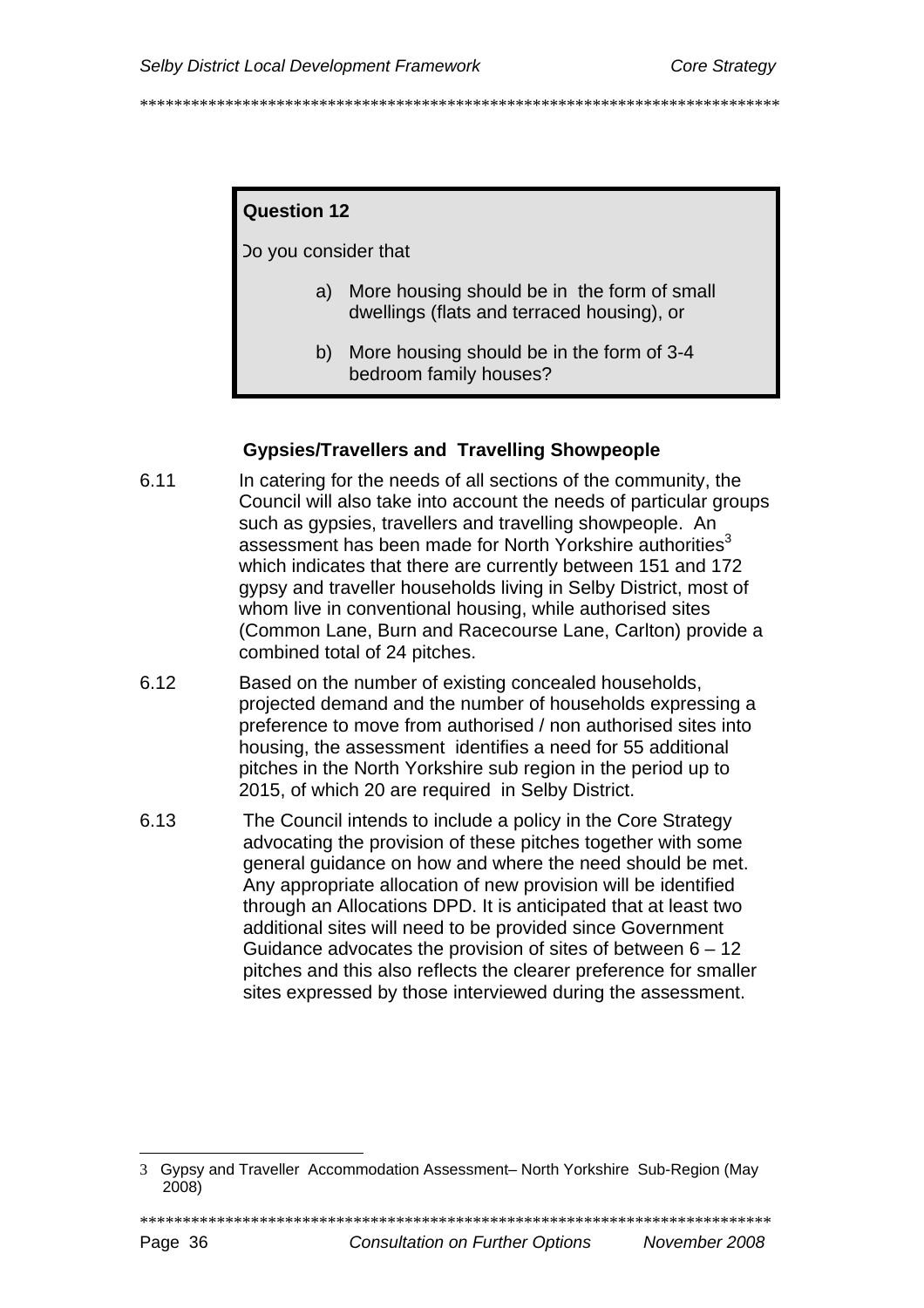**Question 12**

Do you consider that

a) More housing should be in the form of small dwellings (flats and terraced housing), or

b) More housing should be in the form of 3-4 bedroom family houses?

### Gypsies/Travellers and Travelling Showpeople

6.11 In catering for the needs of all sections of the community, the Council will also take into account the needs of particular groups such as gypsies, travellers and travelling showpeople. An assessment has been made for North Yorkshire authorities[3] which indicates that there are currently between 151 and 172 gypsy and traveller households living in Selby District, most of whom live in conventional housing, while authorised sites (Common Lane, Burn and Racecourse Lane, Carlton) provide a combined total of 24 pitches.

6.12 Based on the number of existing concealed households, projected demand and the number of households expressing a preference to move from authorised / non authorised sites into housing, the assessment identifies a need for 55 additional pitches in the North Yorkshire sub region in the period up to 2015, of which 20 are required in Selby District.

6.13 The Council intends to include a policy in the Core Strategy advocating the provision of these pitches together with some general guidance on how and where the need should be met. Any appropriate allocation of new provision will be identified through an Allocations DPD. It is anticipated that at least two additional sites will need to be provided since Government Guidance advocates the provision of sites of between 6 – 12 pitches and this also reflects the clearer preference for smaller sites expressed by those interviewed during the assessment.

---

3 Gypsy and Traveller Accommodation Assessment– North Yorkshire Sub-Region (May 2008)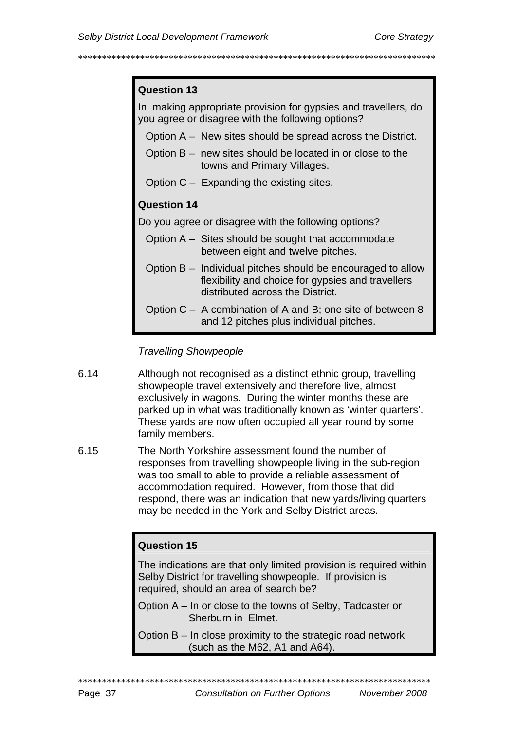**Question 13**

In making appropriate provision for gypsies and travellers, do you agree or disagree with the following options?

Option A – New sites should be spread across the District.

Option B – new sites should be located in or close to the towns and Primary Villages.

Option C – Expanding the existing sites.

**Question 14**

Do you agree or disagree with the following options?

Option A – Sites should be sought that accommodate between eight and twelve pitches.

Option B – Individual pitches should be encouraged to allow flexibility and choice for gypsies and travellers distributed across the District.

Option C – A combination of A and B; one site of between 8 and 12 pitches plus individual pitches.

*Travelling Showpeople*

6.14 Although not recognised as a distinct ethnic group, travelling showpeople travel extensively and therefore live, almost exclusively in wagons. During the winter months these are parked up in what was traditionally known as 'winter quarters'. These yards are now often occupied all year round by some family members.

6.15 The North Yorkshire assessment found the number of responses from travelling showpeople living in the sub-region was too small to able to provide a reliable assessment of accommodation required. However, from those that did respond, there was an indication that new yards/living quarters may be needed in the York and Selby District areas.

**Question 15**

The indications are that only limited provision is required within Selby District for travelling showpeople. If provision is required, should an area of search be?

Option A – In or close to the towns of Selby, Tadcaster or Sherburn in Elmet.

Option B – In close proximity to the strategic road network (such as the M62, A1 and A64).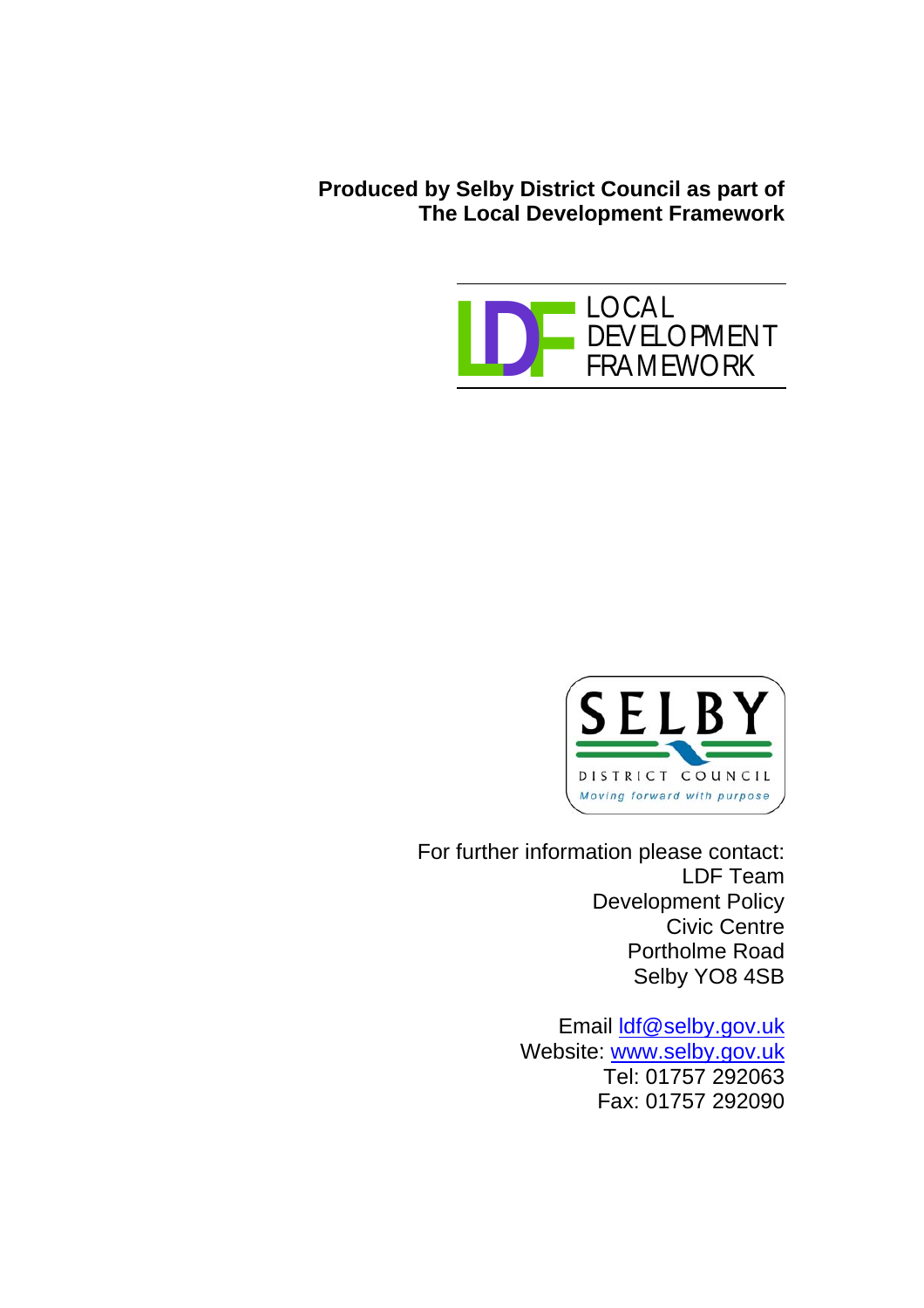**Produced by Selby District Council as part of**
**The Local Development Framework**

LDF LOCAL DEVELOPMENT FRAMEWORK

SELBY DISTRICT COUNCIL
*Moving forward with purpose*

For further information please contact:
LDF Team
Development Policy
Civic Centre
Portholme Road
Selby YO8 4SB

Email ldf@selby.gov.uk
Website: www.selby.gov.uk
Tel: 01757 292063
Fax: 01757 292090